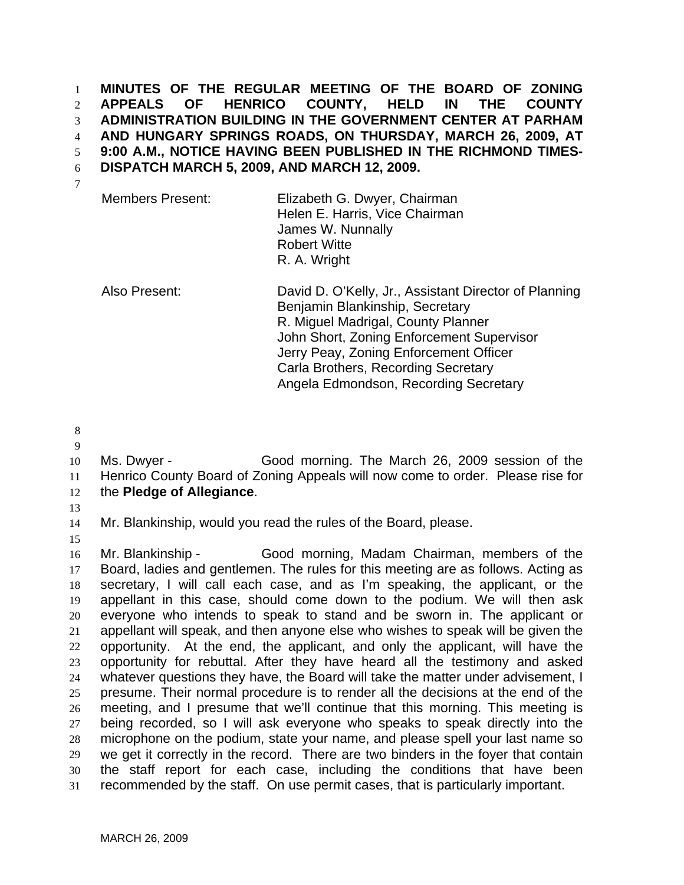**MINUTES OF THE REGULAR MEETING OF THE BOARD OF ZONING APPEALS OF HENRICO COUNTY, HELD IN THE COUNTY ADMINISTRATION BUILDING IN THE GOVERNMENT CENTER AT PARHAM AND HUNGARY SPRINGS ROADS, ON THURSDAY, MARCH 26, 2009, AT 9:00 A.M., NOTICE HAVING BEEN PUBLISHED IN THE RICHMOND TIMES-DISPATCH MARCH 5, 2009, AND MARCH 12, 2009.**

| | |
|---|---|
| Members Present: | Elizabeth G. Dwyer, Chairman<br>Helen E. Harris, Vice Chairman<br>James W. Nunnally<br>Robert Witte<br>R. A. Wright |
| Also Present: | David D. O'Kelly, Jr., Assistant Director of Planning<br>Benjamin Blankinship, Secretary<br>R. Miguel Madrigal, County Planner<br>John Short, Zoning Enforcement Supervisor<br>Jerry Peay, Zoning Enforcement Officer<br>Carla Brothers, Recording Secretary<br>Angela Edmondson, Recording Secretary |

Ms. Dwyer - Good morning. The March 26, 2009 session of the Henrico County Board of Zoning Appeals will now come to order. Please rise for the **Pledge of Allegiance**.

Mr. Blankinship, would you read the rules of the Board, please.

Mr. Blankinship - Good morning, Madam Chairman, members of the Board, ladies and gentlemen. The rules for this meeting are as follows. Acting as secretary, I will call each case, and as I'm speaking, the applicant, or the appellant in this case, should come down to the podium. We will then ask everyone who intends to speak to stand and be sworn in. The applicant or appellant will speak, and then anyone else who wishes to speak will be given the opportunity. At the end, the applicant, and only the applicant, will have the opportunity for rebuttal. After they have heard all the testimony and asked whatever questions they have, the Board will take the matter under advisement, I presume. Their normal procedure is to render all the decisions at the end of the meeting, and I presume that we'll continue that this morning. This meeting is being recorded, so I will ask everyone who speaks to speak directly into the microphone on the podium, state your name, and please spell your last name so we get it correctly in the record. There are two binders in the foyer that contain the staff report for each case, including the conditions that have been recommended by the staff. On use permit cases, that is particularly important.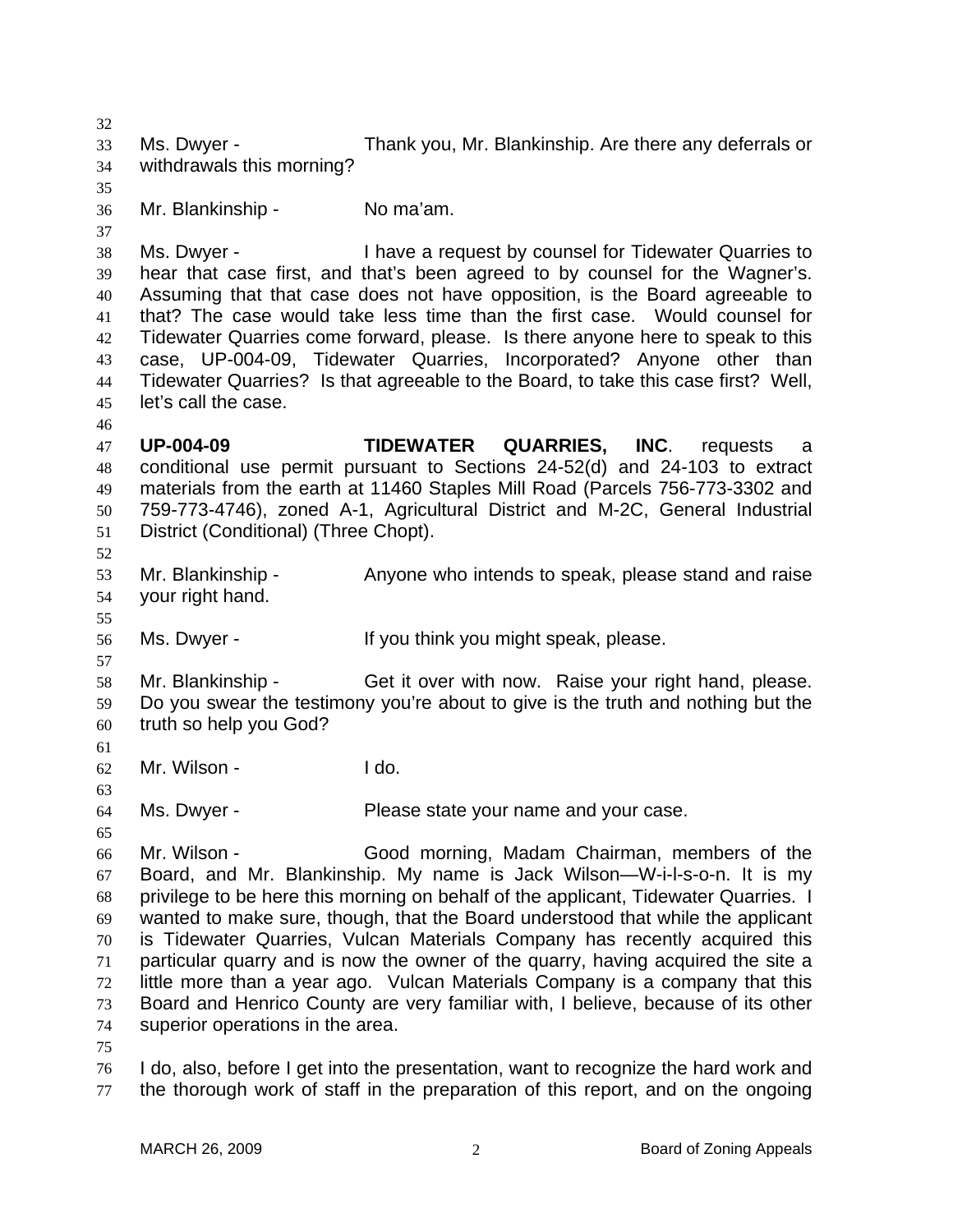Ms. Dwyer - Thank you, Mr. Blankinship. Are there any deferrals or withdrawals this morning?

Mr. Blankinship - No ma'am.

Ms. Dwyer - I have a request by counsel for Tidewater Quarries to hear that case first, and that's been agreed to by counsel for the Wagner's. Assuming that that case does not have opposition, is the Board agreeable to that? The case would take less time than the first case. Would counsel for Tidewater Quarries come forward, please. Is there anyone here to speak to this case, UP-004-09, Tidewater Quarries, Incorporated? Anyone other than Tidewater Quarries? Is that agreeable to the Board, to take this case first? Well, let's call the case.

**UP-004-09** **TIDEWATER QUARRIES, INC**. requests a conditional use permit pursuant to Sections 24-52(d) and 24-103 to extract materials from the earth at 11460 Staples Mill Road (Parcels 756-773-3302 and 759-773-4746), zoned A-1, Agricultural District and M-2C, General Industrial District (Conditional) (Three Chopt).

Mr. Blankinship - Anyone who intends to speak, please stand and raise your right hand.

Ms. Dwyer - If you think you might speak, please.

Mr. Blankinship - Get it over with now. Raise your right hand, please. Do you swear the testimony you're about to give is the truth and nothing but the truth so help you God?

Mr. Wilson - I do.

Ms. Dwyer - Please state your name and your case.

Mr. Wilson - Good morning, Madam Chairman, members of the Board, and Mr. Blankinship. My name is Jack Wilson—W-i-l-s-o-n. It is my privilege to be here this morning on behalf of the applicant, Tidewater Quarries. I wanted to make sure, though, that the Board understood that while the applicant is Tidewater Quarries, Vulcan Materials Company has recently acquired this particular quarry and is now the owner of the quarry, having acquired the site a little more than a year ago. Vulcan Materials Company is a company that this Board and Henrico County are very familiar with, I believe, because of its other superior operations in the area.

I do, also, before I get into the presentation, want to recognize the hard work and the thorough work of staff in the preparation of this report, and on the ongoing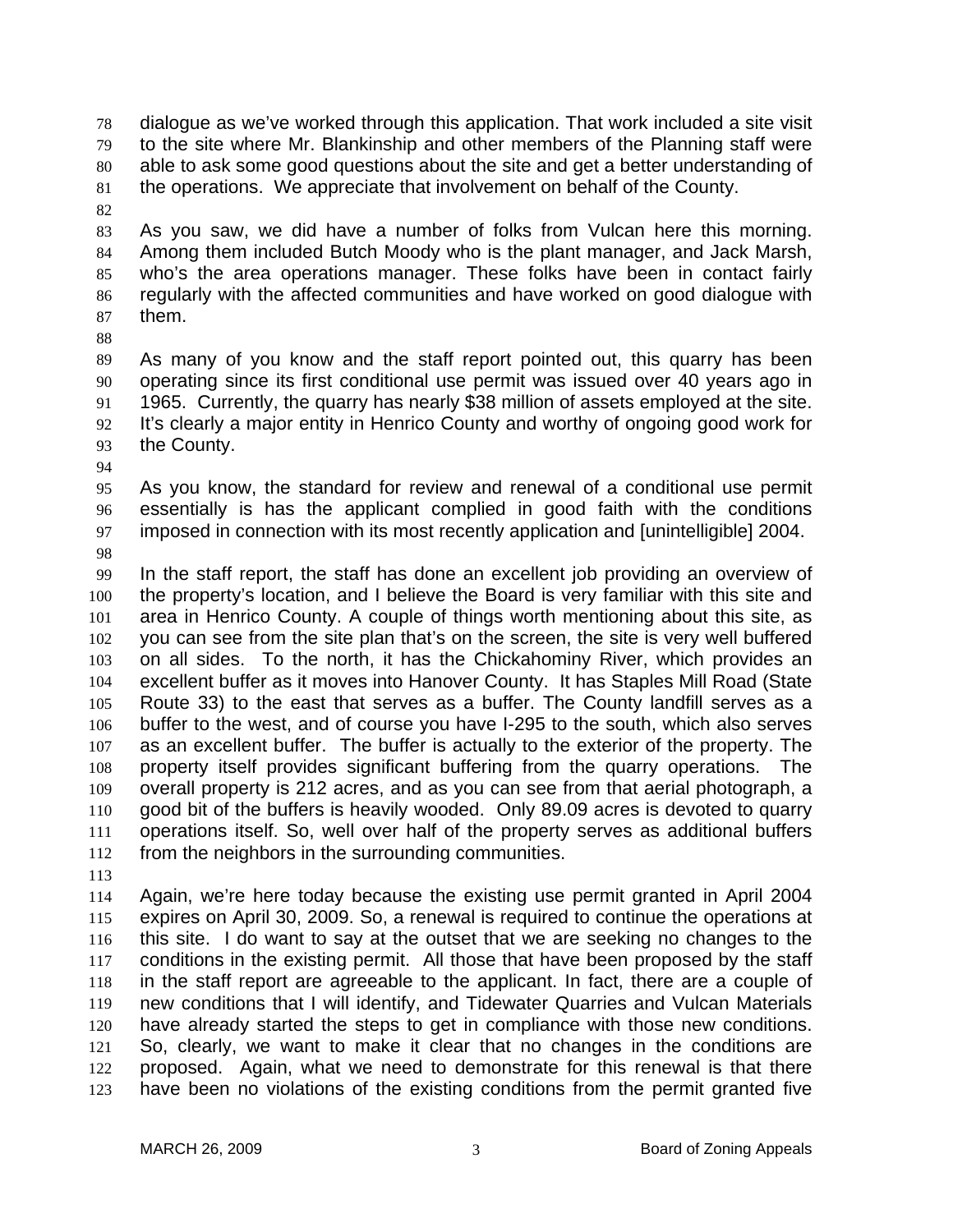dialogue as we've worked through this application. That work included a site visit to the site where Mr. Blankinship and other members of the Planning staff were able to ask some good questions about the site and get a better understanding of the operations. We appreciate that involvement on behalf of the County.

As you saw, we did have a number of folks from Vulcan here this morning. Among them included Butch Moody who is the plant manager, and Jack Marsh, who's the area operations manager. These folks have been in contact fairly regularly with the affected communities and have worked on good dialogue with them.

As many of you know and the staff report pointed out, this quarry has been operating since its first conditional use permit was issued over 40 years ago in 1965. Currently, the quarry has nearly $38 million of assets employed at the site. It's clearly a major entity in Henrico County and worthy of ongoing good work for the County.

As you know, the standard for review and renewal of a conditional use permit essentially is has the applicant complied in good faith with the conditions imposed in connection with its most recently application and [unintelligible] 2004.

In the staff report, the staff has done an excellent job providing an overview of the property's location, and I believe the Board is very familiar with this site and area in Henrico County. A couple of things worth mentioning about this site, as you can see from the site plan that's on the screen, the site is very well buffered on all sides. To the north, it has the Chickahominy River, which provides an excellent buffer as it moves into Hanover County. It has Staples Mill Road (State Route 33) to the east that serves as a buffer. The County landfill serves as a buffer to the west, and of course you have I-295 to the south, which also serves as an excellent buffer. The buffer is actually to the exterior of the property. The property itself provides significant buffering from the quarry operations. The overall property is 212 acres, and as you can see from that aerial photograph, a good bit of the buffers is heavily wooded. Only 89.09 acres is devoted to quarry operations itself. So, well over half of the property serves as additional buffers from the neighbors in the surrounding communities.

Again, we're here today because the existing use permit granted in April 2004 expires on April 30, 2009. So, a renewal is required to continue the operations at this site. I do want to say at the outset that we are seeking no changes to the conditions in the existing permit. All those that have been proposed by the staff in the staff report are agreeable to the applicant. In fact, there are a couple of new conditions that I will identify, and Tidewater Quarries and Vulcan Materials have already started the steps to get in compliance with those new conditions. So, clearly, we want to make it clear that no changes in the conditions are proposed. Again, what we need to demonstrate for this renewal is that there have been no violations of the existing conditions from the permit granted five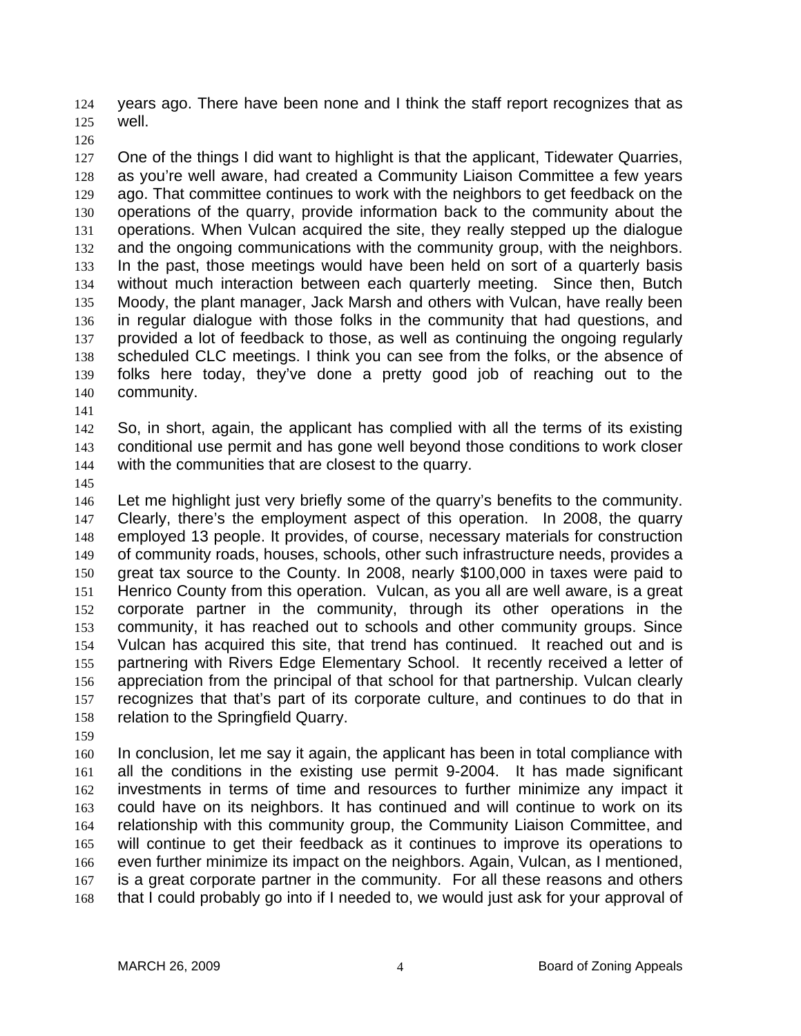years ago. There have been none and I think the staff report recognizes that as well.

One of the things I did want to highlight is that the applicant, Tidewater Quarries, as you're well aware, had created a Community Liaison Committee a few years ago. That committee continues to work with the neighbors to get feedback on the operations of the quarry, provide information back to the community about the operations. When Vulcan acquired the site, they really stepped up the dialogue and the ongoing communications with the community group, with the neighbors. In the past, those meetings would have been held on sort of a quarterly basis without much interaction between each quarterly meeting. Since then, Butch Moody, the plant manager, Jack Marsh and others with Vulcan, have really been in regular dialogue with those folks in the community that had questions, and provided a lot of feedback to those, as well as continuing the ongoing regularly scheduled CLC meetings. I think you can see from the folks, or the absence of folks here today, they've done a pretty good job of reaching out to the community.

So, in short, again, the applicant has complied with all the terms of its existing conditional use permit and has gone well beyond those conditions to work closer with the communities that are closest to the quarry.

Let me highlight just very briefly some of the quarry's benefits to the community. Clearly, there's the employment aspect of this operation. In 2008, the quarry employed 13 people. It provides, of course, necessary materials for construction of community roads, houses, schools, other such infrastructure needs, provides a great tax source to the County. In 2008, nearly $100,000 in taxes were paid to Henrico County from this operation. Vulcan, as you all are well aware, is a great corporate partner in the community, through its other operations in the community, it has reached out to schools and other community groups. Since Vulcan has acquired this site, that trend has continued. It reached out and is partnering with Rivers Edge Elementary School. It recently received a letter of appreciation from the principal of that school for that partnership. Vulcan clearly recognizes that that's part of its corporate culture, and continues to do that in relation to the Springfield Quarry.

In conclusion, let me say it again, the applicant has been in total compliance with all the conditions in the existing use permit 9-2004. It has made significant investments in terms of time and resources to further minimize any impact it could have on its neighbors. It has continued and will continue to work on its relationship with this community group, the Community Liaison Committee, and will continue to get their feedback as it continues to improve its operations to even further minimize its impact on the neighbors. Again, Vulcan, as I mentioned, is a great corporate partner in the community. For all these reasons and others that I could probably go into if I needed to, we would just ask for your approval of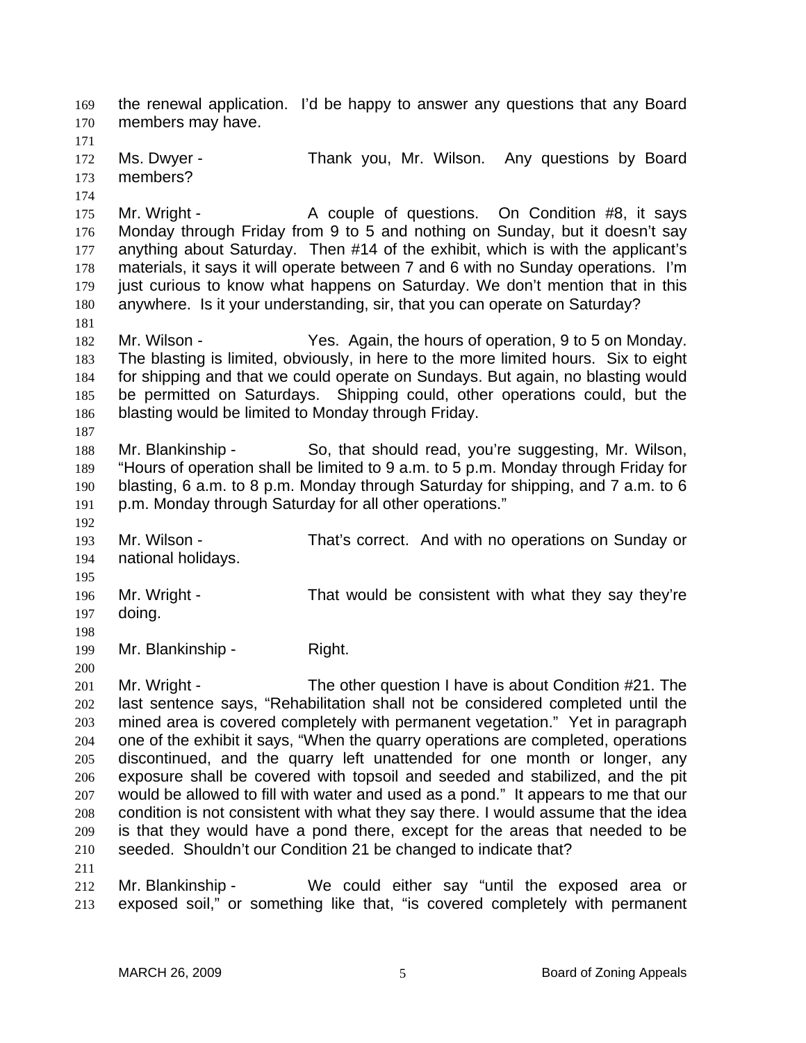the renewal application. I'd be happy to answer any questions that any Board members may have.

Ms. Dwyer - Thank you, Mr. Wilson. Any questions by Board members?

Mr. Wright - A couple of questions. On Condition #8, it says Monday through Friday from 9 to 5 and nothing on Sunday, but it doesn't say anything about Saturday. Then #14 of the exhibit, which is with the applicant's materials, it says it will operate between 7 and 6 with no Sunday operations. I'm just curious to know what happens on Saturday. We don't mention that in this anywhere. Is it your understanding, sir, that you can operate on Saturday?

Mr. Wilson - Yes. Again, the hours of operation, 9 to 5 on Monday. The blasting is limited, obviously, in here to the more limited hours. Six to eight for shipping and that we could operate on Sundays. But again, no blasting would be permitted on Saturdays. Shipping could, other operations could, but the blasting would be limited to Monday through Friday.

Mr. Blankinship - So, that should read, you're suggesting, Mr. Wilson, "Hours of operation shall be limited to 9 a.m. to 5 p.m. Monday through Friday for blasting, 6 a.m. to 8 p.m. Monday through Saturday for shipping, and 7 a.m. to 6 p.m. Monday through Saturday for all other operations."

Mr. Wilson - That's correct. And with no operations on Sunday or national holidays.

Mr. Wright - That would be consistent with what they say they're doing.

Mr. Blankinship - Right.

Mr. Wright - The other question I have is about Condition #21. The last sentence says, "Rehabilitation shall not be considered completed until the mined area is covered completely with permanent vegetation." Yet in paragraph one of the exhibit it says, "When the quarry operations are completed, operations discontinued, and the quarry left unattended for one month or longer, any exposure shall be covered with topsoil and seeded and stabilized, and the pit would be allowed to fill with water and used as a pond." It appears to me that our condition is not consistent with what they say there. I would assume that the idea is that they would have a pond there, except for the areas that needed to be seeded. Shouldn't our Condition 21 be changed to indicate that?

Mr. Blankinship - We could either say "until the exposed area or exposed soil," or something like that, "is covered completely with permanent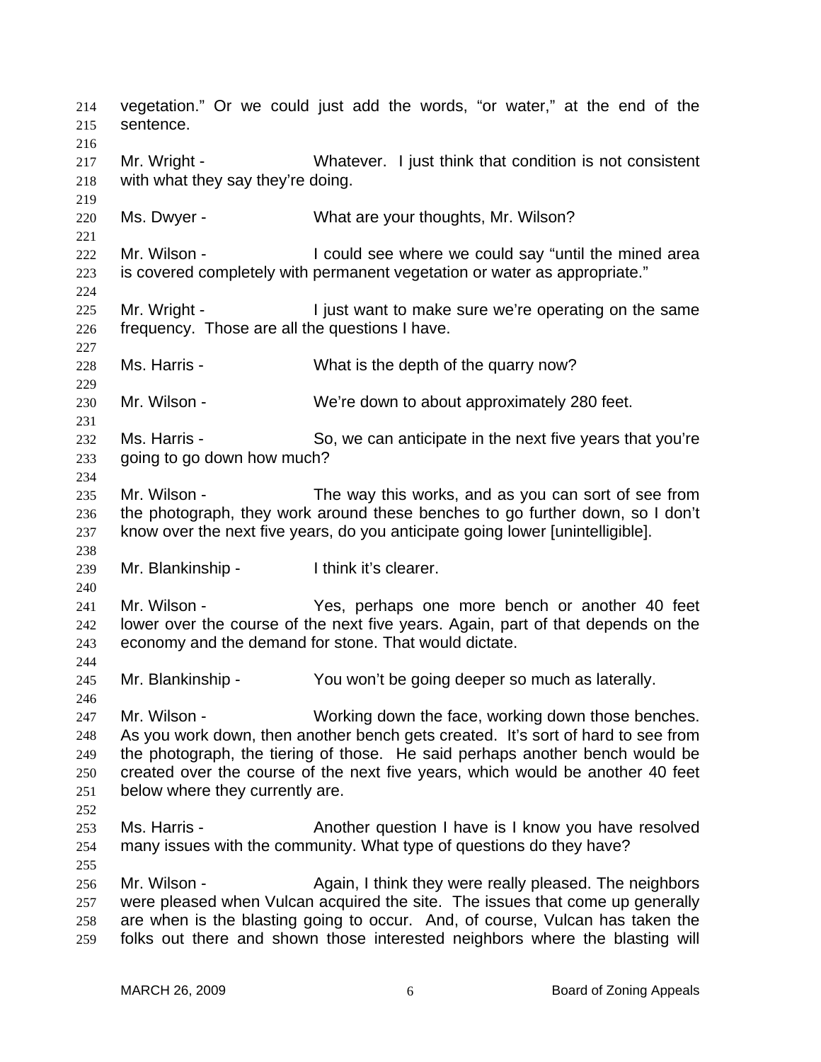vegetation." Or we could just add the words, "or water," at the end of the sentence.

Mr. Wright - Whatever. I just think that condition is not consistent with what they say they're doing.

Ms. Dwyer - What are your thoughts, Mr. Wilson?

Mr. Wilson - I could see where we could say "until the mined area is covered completely with permanent vegetation or water as appropriate."

Mr. Wright - I just want to make sure we're operating on the same frequency. Those are all the questions I have.

Ms. Harris - What is the depth of the quarry now?

Mr. Wilson - We're down to about approximately 280 feet.

Ms. Harris - So, we can anticipate in the next five years that you're going to go down how much?

Mr. Wilson - The way this works, and as you can sort of see from the photograph, they work around these benches to go further down, so I don't know over the next five years, do you anticipate going lower [unintelligible].

Mr. Blankinship - I think it's clearer.

Mr. Wilson - Yes, perhaps one more bench or another 40 feet lower over the course of the next five years. Again, part of that depends on the economy and the demand for stone. That would dictate.

Mr. Blankinship - You won't be going deeper so much as laterally.

Mr. Wilson - Working down the face, working down those benches. As you work down, then another bench gets created. It's sort of hard to see from the photograph, the tiering of those. He said perhaps another bench would be created over the course of the next five years, which would be another 40 feet below where they currently are.

Ms. Harris - Another question I have is I know you have resolved many issues with the community. What type of questions do they have?

Mr. Wilson - Again, I think they were really pleased. The neighbors were pleased when Vulcan acquired the site. The issues that come up generally are when is the blasting going to occur. And, of course, Vulcan has taken the folks out there and shown those interested neighbors where the blasting will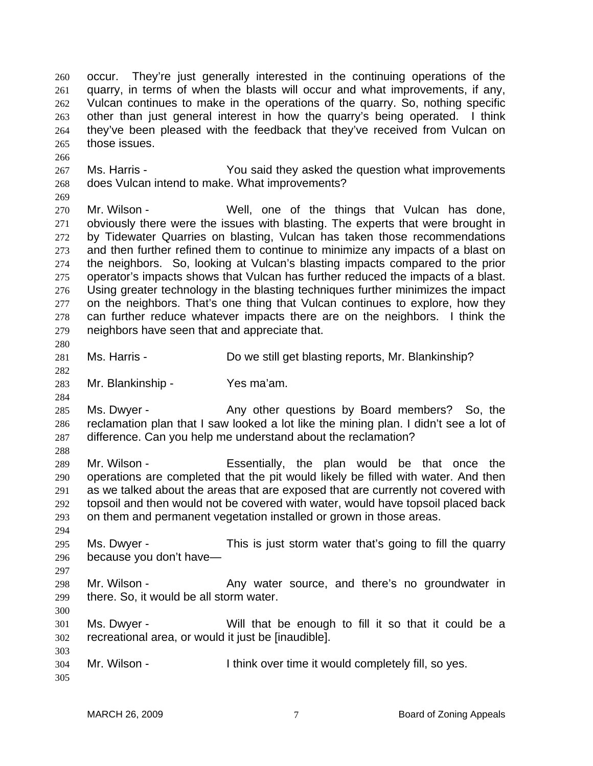occur. They're just generally interested in the continuing operations of the quarry, in terms of when the blasts will occur and what improvements, if any, Vulcan continues to make in the operations of the quarry. So, nothing specific other than just general interest in how the quarry's being operated. I think they've been pleased with the feedback that they've received from Vulcan on those issues.

Ms. Harris - You said they asked the question what improvements does Vulcan intend to make. What improvements?

Mr. Wilson - Well, one of the things that Vulcan has done, obviously there were the issues with blasting. The experts that were brought in by Tidewater Quarries on blasting, Vulcan has taken those recommendations and then further refined them to continue to minimize any impacts of a blast on the neighbors. So, looking at Vulcan's blasting impacts compared to the prior operator's impacts shows that Vulcan has further reduced the impacts of a blast. Using greater technology in the blasting techniques further minimizes the impact on the neighbors. That's one thing that Vulcan continues to explore, how they can further reduce whatever impacts there are on the neighbors. I think the neighbors have seen that and appreciate that.

Ms. Harris - Do we still get blasting reports, Mr. Blankinship?

Mr. Blankinship - Yes ma'am.

Ms. Dwyer - Any other questions by Board members? So, the reclamation plan that I saw looked a lot like the mining plan. I didn't see a lot of difference. Can you help me understand about the reclamation?

Mr. Wilson - Essentially, the plan would be that once the operations are completed that the pit would likely be filled with water. And then as we talked about the areas that are exposed that are currently not covered with topsoil and then would not be covered with water, would have topsoil placed back on them and permanent vegetation installed or grown in those areas.

Ms. Dwyer - This is just storm water that's going to fill the quarry because you don't have—

Mr. Wilson - Any water source, and there's no groundwater in there. So, it would be all storm water.

Ms. Dwyer - Will that be enough to fill it so that it could be a recreational area, or would it just be [inaudible].

Mr. Wilson - I think over time it would completely fill, so yes.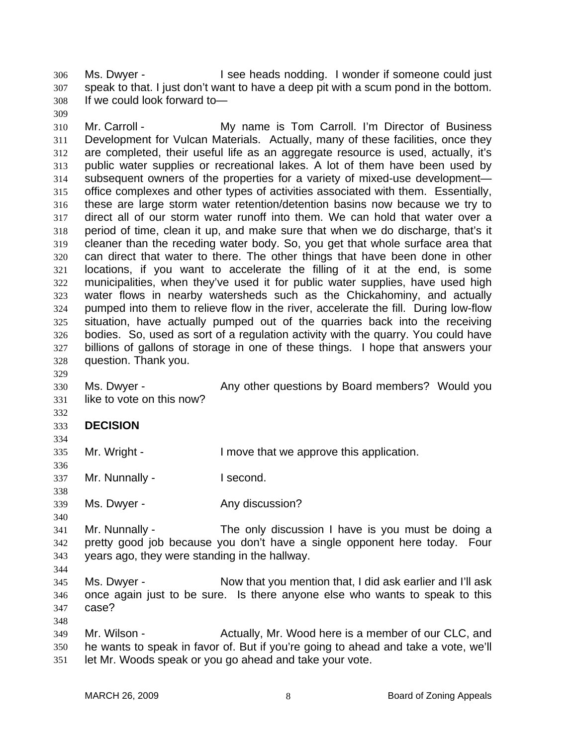Ms. Dwyer - I see heads nodding. I wonder if someone could just speak to that. I just don't want to have a deep pit with a scum pond in the bottom. If we could look forward to—

Mr. Carroll - My name is Tom Carroll. I'm Director of Business Development for Vulcan Materials. Actually, many of these facilities, once they are completed, their useful life as an aggregate resource is used, actually, it's public water supplies or recreational lakes. A lot of them have been used by subsequent owners of the properties for a variety of mixed-use development—office complexes and other types of activities associated with them. Essentially, these are large storm water retention/detention basins now because we try to direct all of our storm water runoff into them. We can hold that water over a period of time, clean it up, and make sure that when we do discharge, that's it cleaner than the receding water body. So, you get that whole surface area that can direct that water to there. The other things that have been done in other locations, if you want to accelerate the filling of it at the end, is some municipalities, when they've used it for public water supplies, have used high water flows in nearby watersheds such as the Chickahominy, and actually pumped into them to relieve flow in the river, accelerate the fill. During low-flow situation, have actually pumped out of the quarries back into the receiving bodies. So, used as sort of a regulation activity with the quarry. You could have billions of gallons of storage in one of these things. I hope that answers your question. Thank you.

Ms. Dwyer - Any other questions by Board members? Would you like to vote on this now?

**DECISION**

Mr. Wright - I move that we approve this application.

Mr. Nunnally - I second.

Ms. Dwyer - Any discussion?

Mr. Nunnally - The only discussion I have is you must be doing a pretty good job because you don't have a single opponent here today. Four years ago, they were standing in the hallway.

Ms. Dwyer - Now that you mention that, I did ask earlier and I'll ask once again just to be sure. Is there anyone else who wants to speak to this case?

Mr. Wilson - Actually, Mr. Wood here is a member of our CLC, and he wants to speak in favor of. But if you're going to ahead and take a vote, we'll let Mr. Woods speak or you go ahead and take your vote.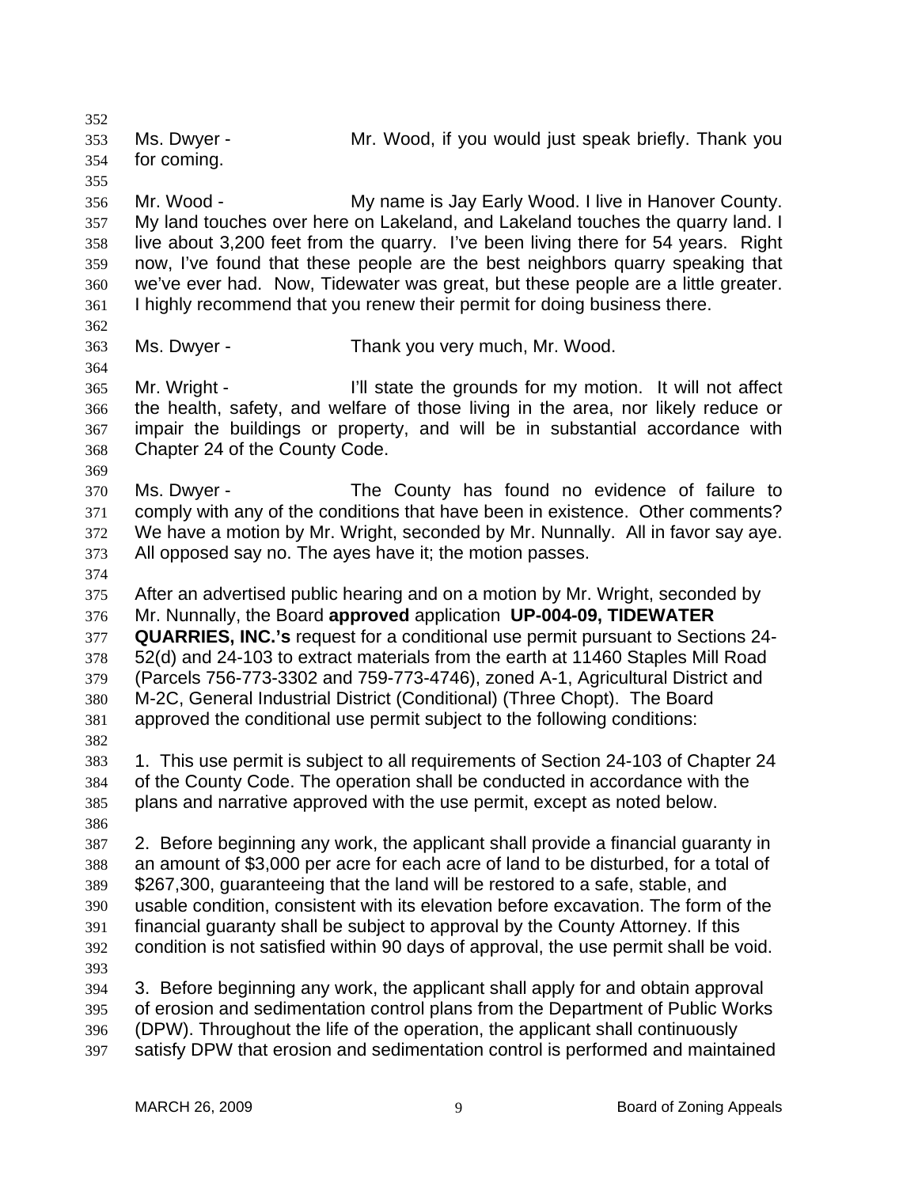Ms. Dwyer - Mr. Wood, if you would just speak briefly. Thank you for coming.

Mr. Wood - My name is Jay Early Wood. I live in Hanover County. My land touches over here on Lakeland, and Lakeland touches the quarry land. I live about 3,200 feet from the quarry. I've been living there for 54 years. Right now, I've found that these people are the best neighbors quarry speaking that we've ever had. Now, Tidewater was great, but these people are a little greater. I highly recommend that you renew their permit for doing business there.

Ms. Dwyer - Thank you very much, Mr. Wood.

Mr. Wright - I'll state the grounds for my motion. It will not affect the health, safety, and welfare of those living in the area, nor likely reduce or impair the buildings or property, and will be in substantial accordance with Chapter 24 of the County Code.

Ms. Dwyer - The County has found no evidence of failure to comply with any of the conditions that have been in existence. Other comments? We have a motion by Mr. Wright, seconded by Mr. Nunnally. All in favor say aye. All opposed say no. The ayes have it; the motion passes.

After an advertised public hearing and on a motion by Mr. Wright, seconded by Mr. Nunnally, the Board **approved** application **UP-004-09, TIDEWATER QUARRIES, INC.'s** request for a conditional use permit pursuant to Sections 24-52(d) and 24-103 to extract materials from the earth at 11460 Staples Mill Road (Parcels 756-773-3302 and 759-773-4746), zoned A-1, Agricultural District and M-2C, General Industrial District (Conditional) (Three Chopt). The Board approved the conditional use permit subject to the following conditions:

1. This use permit is subject to all requirements of Section 24-103 of Chapter 24 of the County Code. The operation shall be conducted in accordance with the plans and narrative approved with the use permit, except as noted below.

2. Before beginning any work, the applicant shall provide a financial guaranty in an amount of $3,000 per acre for each acre of land to be disturbed, for a total of $267,300, guaranteeing that the land will be restored to a safe, stable, and usable condition, consistent with its elevation before excavation. The form of the financial guaranty shall be subject to approval by the County Attorney. If this condition is not satisfied within 90 days of approval, the use permit shall be void.

3. Before beginning any work, the applicant shall apply for and obtain approval of erosion and sedimentation control plans from the Department of Public Works (DPW). Throughout the life of the operation, the applicant shall continuously satisfy DPW that erosion and sedimentation control is performed and maintained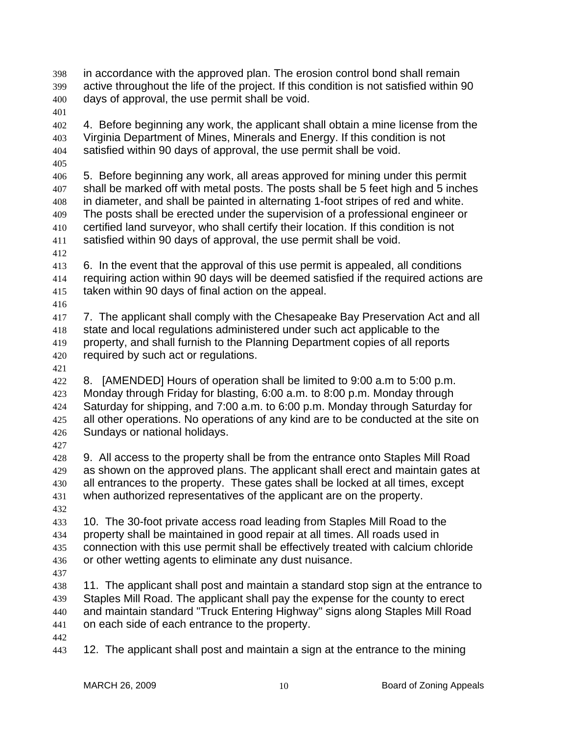in accordance with the approved plan. The erosion control bond shall remain active throughout the life of the project. If this condition is not satisfied within 90 days of approval, the use permit shall be void.

4. Before beginning any work, the applicant shall obtain a mine license from the Virginia Department of Mines, Minerals and Energy. If this condition is not satisfied within 90 days of approval, the use permit shall be void.

5. Before beginning any work, all areas approved for mining under this permit shall be marked off with metal posts. The posts shall be 5 feet high and 5 inches in diameter, and shall be painted in alternating 1-foot stripes of red and white. The posts shall be erected under the supervision of a professional engineer or certified land surveyor, who shall certify their location. If this condition is not satisfied within 90 days of approval, the use permit shall be void.

6. In the event that the approval of this use permit is appealed, all conditions requiring action within 90 days will be deemed satisfied if the required actions are taken within 90 days of final action on the appeal.

7. The applicant shall comply with the Chesapeake Bay Preservation Act and all state and local regulations administered under such act applicable to the property, and shall furnish to the Planning Department copies of all reports required by such act or regulations.

8. [AMENDED] Hours of operation shall be limited to 9:00 a.m to 5:00 p.m. Monday through Friday for blasting, 6:00 a.m. to 8:00 p.m. Monday through Saturday for shipping, and 7:00 a.m. to 6:00 p.m. Monday through Saturday for all other operations. No operations of any kind are to be conducted at the site on Sundays or national holidays.

9. All access to the property shall be from the entrance onto Staples Mill Road as shown on the approved plans. The applicant shall erect and maintain gates at all entrances to the property. These gates shall be locked at all times, except when authorized representatives of the applicant are on the property.

10. The 30-foot private access road leading from Staples Mill Road to the property shall be maintained in good repair at all times. All roads used in connection with this use permit shall be effectively treated with calcium chloride or other wetting agents to eliminate any dust nuisance.

11. The applicant shall post and maintain a standard stop sign at the entrance to Staples Mill Road. The applicant shall pay the expense for the county to erect and maintain standard "Truck Entering Highway" signs along Staples Mill Road on each side of each entrance to the property.

12. The applicant shall post and maintain a sign at the entrance to the mining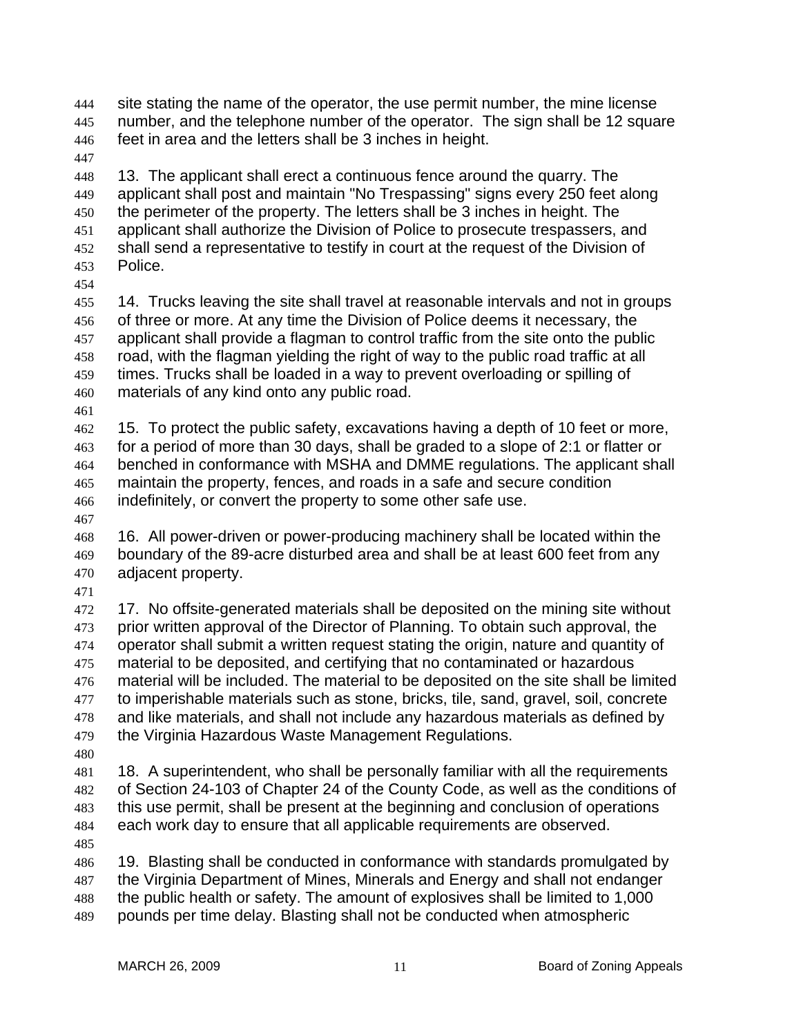site stating the name of the operator, the use permit number, the mine license number, and the telephone number of the operator. The sign shall be 12 square feet in area and the letters shall be 3 inches in height.

13. The applicant shall erect a continuous fence around the quarry. The applicant shall post and maintain "No Trespassing" signs every 250 feet along the perimeter of the property. The letters shall be 3 inches in height. The applicant shall authorize the Division of Police to prosecute trespassers, and shall send a representative to testify in court at the request of the Division of Police.

14. Trucks leaving the site shall travel at reasonable intervals and not in groups of three or more. At any time the Division of Police deems it necessary, the applicant shall provide a flagman to control traffic from the site onto the public road, with the flagman yielding the right of way to the public road traffic at all times. Trucks shall be loaded in a way to prevent overloading or spilling of materials of any kind onto any public road.

15. To protect the public safety, excavations having a depth of 10 feet or more, for a period of more than 30 days, shall be graded to a slope of 2:1 or flatter or benched in conformance with MSHA and DMME regulations. The applicant shall maintain the property, fences, and roads in a safe and secure condition indefinitely, or convert the property to some other safe use.

16. All power-driven or power-producing machinery shall be located within the boundary of the 89-acre disturbed area and shall be at least 600 feet from any adjacent property.

17. No offsite-generated materials shall be deposited on the mining site without prior written approval of the Director of Planning. To obtain such approval, the operator shall submit a written request stating the origin, nature and quantity of material to be deposited, and certifying that no contaminated or hazardous material will be included. The material to be deposited on the site shall be limited to imperishable materials such as stone, bricks, tile, sand, gravel, soil, concrete and like materials, and shall not include any hazardous materials as defined by the Virginia Hazardous Waste Management Regulations.

18. A superintendent, who shall be personally familiar with all the requirements of Section 24-103 of Chapter 24 of the County Code, as well as the conditions of this use permit, shall be present at the beginning and conclusion of operations each work day to ensure that all applicable requirements are observed.

19. Blasting shall be conducted in conformance with standards promulgated by the Virginia Department of Mines, Minerals and Energy and shall not endanger the public health or safety. The amount of explosives shall be limited to 1,000 pounds per time delay. Blasting shall not be conducted when atmospheric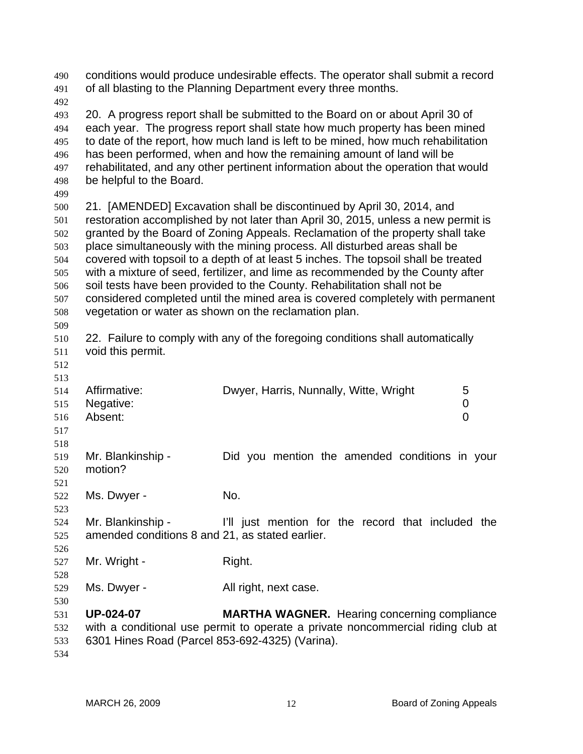conditions would produce undesirable effects. The operator shall submit a record of all blasting to the Planning Department every three months.

20. A progress report shall be submitted to the Board on or about April 30 of each year. The progress report shall state how much property has been mined to date of the report, how much land is left to be mined, how much rehabilitation has been performed, when and how the remaining amount of land will be rehabilitated, and any other pertinent information about the operation that would be helpful to the Board.

21. [AMENDED] Excavation shall be discontinued by April 30, 2014, and restoration accomplished by not later than April 30, 2015, unless a new permit is granted by the Board of Zoning Appeals. Reclamation of the property shall take place simultaneously with the mining process. All disturbed areas shall be covered with topsoil to a depth of at least 5 inches. The topsoil shall be treated with a mixture of seed, fertilizer, and lime as recommended by the County after soil tests have been provided to the County. Rehabilitation shall not be considered completed until the mined area is covered completely with permanent vegetation or water as shown on the reclamation plan.

22. Failure to comply with any of the foregoing conditions shall automatically void this permit.

| | | |
|---|---|---|
| Affirmative: | Dwyer, Harris, Nunnally, Witte, Wright | 5 |
| Negative: | | 0 |
| Absent: | | 0 |

Mr. Blankinship - Did you mention the amended conditions in your motion?

Ms. Dwyer - No.

Mr. Blankinship - I'll just mention for the record that included the amended conditions 8 and 21, as stated earlier.

Mr. Wright - Right.

Ms. Dwyer - All right, next case.

**UP-024-07** **MARTHA WAGNER.** Hearing concerning compliance with a conditional use permit to operate a private noncommercial riding club at 6301 Hines Road (Parcel 853-692-4325) (Varina).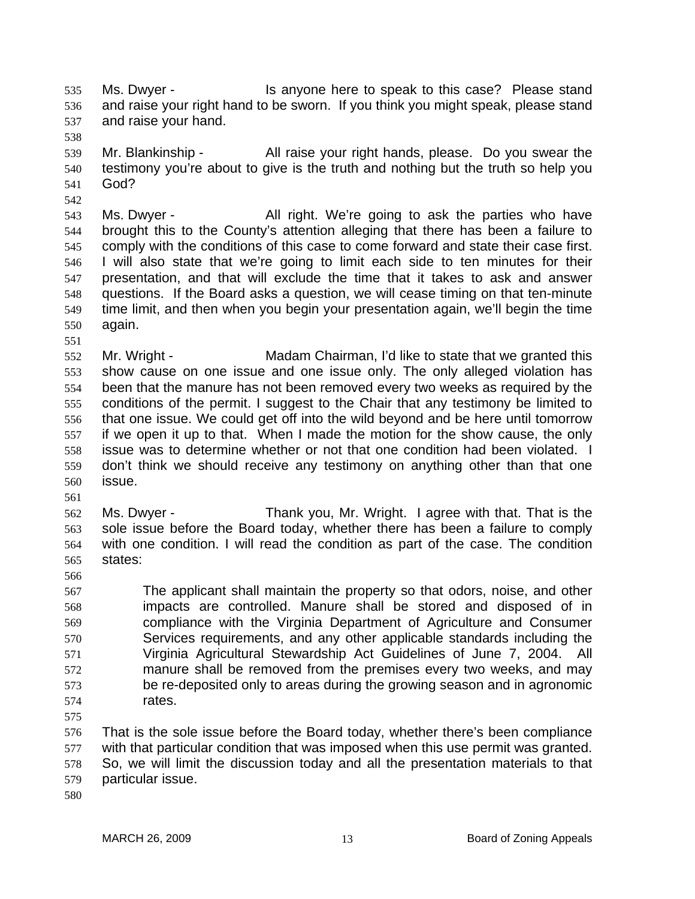Ms. Dwyer - Is anyone here to speak to this case? Please stand and raise your right hand to be sworn. If you think you might speak, please stand and raise your hand.

Mr. Blankinship - All raise your right hands, please. Do you swear the testimony you're about to give is the truth and nothing but the truth so help you God?

Ms. Dwyer - All right. We're going to ask the parties who have brought this to the County's attention alleging that there has been a failure to comply with the conditions of this case to come forward and state their case first. I will also state that we're going to limit each side to ten minutes for their presentation, and that will exclude the time that it takes to ask and answer questions. If the Board asks a question, we will cease timing on that ten-minute time limit, and then when you begin your presentation again, we'll begin the time again.

Mr. Wright - Madam Chairman, I'd like to state that we granted this show cause on one issue and one issue only. The only alleged violation has been that the manure has not been removed every two weeks as required by the conditions of the permit. I suggest to the Chair that any testimony be limited to that one issue. We could get off into the wild beyond and be here until tomorrow if we open it up to that. When I made the motion for the show cause, the only issue was to determine whether or not that one condition had been violated. I don't think we should receive any testimony on anything other than that one issue.

Ms. Dwyer - Thank you, Mr. Wright. I agree with that. That is the sole issue before the Board today, whether there has been a failure to comply with one condition. I will read the condition as part of the case. The condition states:

> The applicant shall maintain the property so that odors, noise, and other impacts are controlled. Manure shall be stored and disposed of in compliance with the Virginia Department of Agriculture and Consumer Services requirements, and any other applicable standards including the Virginia Agricultural Stewardship Act Guidelines of June 7, 2004. All manure shall be removed from the premises every two weeks, and may be re-deposited only to areas during the growing season and in agronomic rates.

That is the sole issue before the Board today, whether there's been compliance with that particular condition that was imposed when this use permit was granted. So, we will limit the discussion today and all the presentation materials to that particular issue.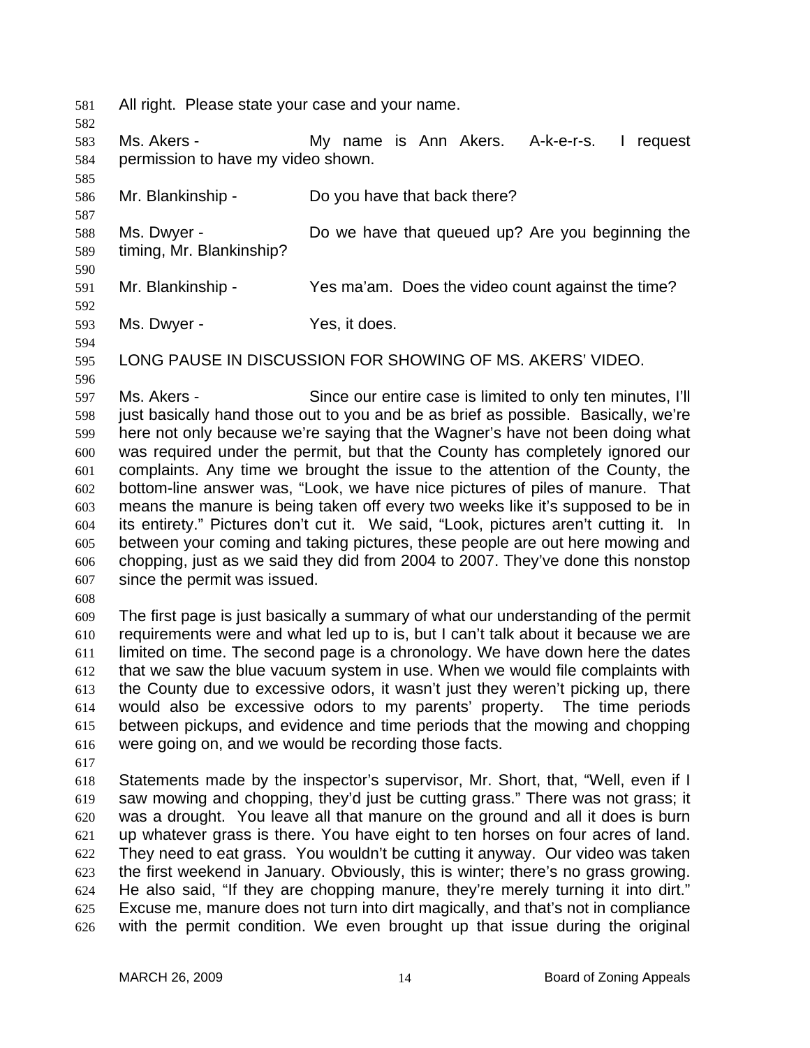All right. Please state your case and your name.

Ms. Akers - My name is Ann Akers. A-k-e-r-s. I request permission to have my video shown.

Mr. Blankinship - Do you have that back there?

Ms. Dwyer - Do we have that queued up? Are you beginning the timing, Mr. Blankinship?

Mr. Blankinship - Yes ma'am. Does the video count against the time?

Ms. Dwyer - Yes, it does.

LONG PAUSE IN DISCUSSION FOR SHOWING OF MS. AKERS' VIDEO.

Ms. Akers - Since our entire case is limited to only ten minutes, I'll just basically hand those out to you and be as brief as possible. Basically, we're here not only because we're saying that the Wagner's have not been doing what was required under the permit, but that the County has completely ignored our complaints. Any time we brought the issue to the attention of the County, the bottom-line answer was, "Look, we have nice pictures of piles of manure. That means the manure is being taken off every two weeks like it's supposed to be in its entirety." Pictures don't cut it. We said, "Look, pictures aren't cutting it. In between your coming and taking pictures, these people are out here mowing and chopping, just as we said they did from 2004 to 2007. They've done this nonstop since the permit was issued.

The first page is just basically a summary of what our understanding of the permit requirements were and what led up to is, but I can't talk about it because we are limited on time. The second page is a chronology. We have down here the dates that we saw the blue vacuum system in use. When we would file complaints with the County due to excessive odors, it wasn't just they weren't picking up, there would also be excessive odors to my parents' property. The time periods between pickups, and evidence and time periods that the mowing and chopping were going on, and we would be recording those facts.

Statements made by the inspector's supervisor, Mr. Short, that, "Well, even if I saw mowing and chopping, they'd just be cutting grass." There was not grass; it was a drought. You leave all that manure on the ground and all it does is burn up whatever grass is there. You have eight to ten horses on four acres of land. They need to eat grass. You wouldn't be cutting it anyway. Our video was taken the first weekend in January. Obviously, this is winter; there's no grass growing. He also said, "If they are chopping manure, they're merely turning it into dirt." Excuse me, manure does not turn into dirt magically, and that's not in compliance with the permit condition. We even brought up that issue during the original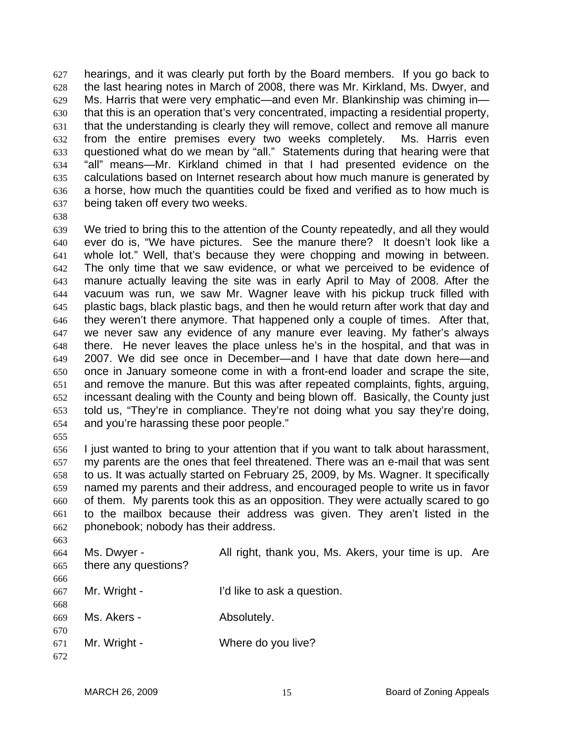hearings, and it was clearly put forth by the Board members. If you go back to the last hearing notes in March of 2008, there was Mr. Kirkland, Ms. Dwyer, and Ms. Harris that were very emphatic—and even Mr. Blankinship was chiming in—that this is an operation that's very concentrated, impacting a residential property, that the understanding is clearly they will remove, collect and remove all manure from the entire premises every two weeks completely. Ms. Harris even questioned what do we mean by "all." Statements during that hearing were that "all" means—Mr. Kirkland chimed in that I had presented evidence on the calculations based on Internet research about how much manure is generated by a horse, how much the quantities could be fixed and verified as to how much is being taken off every two weeks.

We tried to bring this to the attention of the County repeatedly, and all they would ever do is, "We have pictures. See the manure there? It doesn't look like a whole lot." Well, that's because they were chopping and mowing in between. The only time that we saw evidence, or what we perceived to be evidence of manure actually leaving the site was in early April to May of 2008. After the vacuum was run, we saw Mr. Wagner leave with his pickup truck filled with plastic bags, black plastic bags, and then he would return after work that day and they weren't there anymore. That happened only a couple of times. After that, we never saw any evidence of any manure ever leaving. My father's always there. He never leaves the place unless he's in the hospital, and that was in 2007. We did see once in December—and I have that date down here—and once in January someone come in with a front-end loader and scrape the site, and remove the manure. But this was after repeated complaints, fights, arguing, incessant dealing with the County and being blown off. Basically, the County just told us, "They're in compliance. They're not doing what you say they're doing, and you're harassing these poor people."

I just wanted to bring to your attention that if you want to talk about harassment, my parents are the ones that feel threatened. There was an e-mail that was sent to us. It was actually started on February 25, 2009, by Ms. Wagner. It specifically named my parents and their address, and encouraged people to write us in favor of them. My parents took this as an opposition. They were actually scared to go to the mailbox because their address was given. They aren't listed in the phonebook; nobody has their address.

Ms. Dwyer - All right, thank you, Ms. Akers, your time is up. Are there any questions?

Mr. Wright - I'd like to ask a question.

Ms. Akers - Absolutely.

Mr. Wright - Where do you live?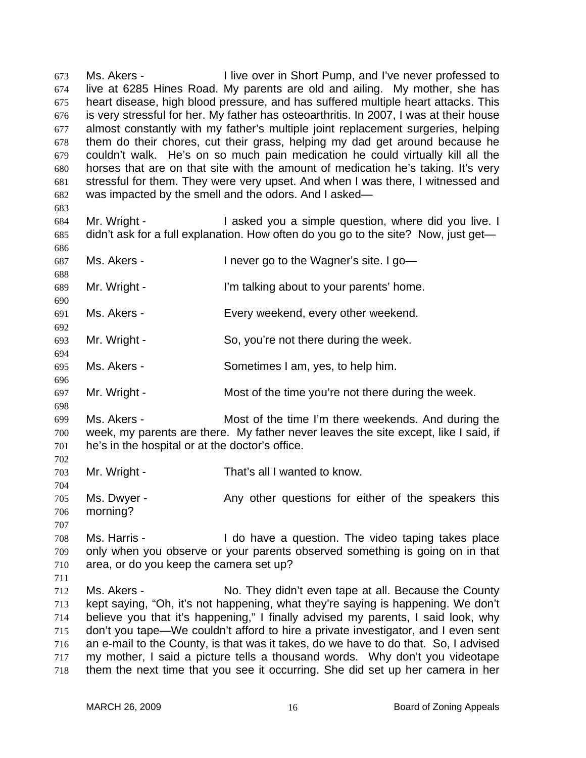Ms. Akers - I live over in Short Pump, and I've never professed to live at 6285 Hines Road. My parents are old and ailing. My mother, she has heart disease, high blood pressure, and has suffered multiple heart attacks. This is very stressful for her. My father has osteoarthritis. In 2007, I was at their house almost constantly with my father's multiple joint replacement surgeries, helping them do their chores, cut their grass, helping my dad get around because he couldn't walk. He's on so much pain medication he could virtually kill all the horses that are on that site with the amount of medication he's taking. It's very stressful for them. They were very upset. And when I was there, I witnessed and was impacted by the smell and the odors. And I asked—

Mr. Wright - I asked you a simple question, where did you live. I didn't ask for a full explanation. How often do you go to the site? Now, just get—

Ms. Akers - I never go to the Wagner's site. I go—

Mr. Wright - I'm talking about to your parents' home.

Ms. Akers - Every weekend, every other weekend.

Mr. Wright - So, you're not there during the week.

Ms. Akers - Sometimes I am, yes, to help him.

Mr. Wright - Most of the time you're not there during the week.

Ms. Akers - Most of the time I'm there weekends. And during the week, my parents are there. My father never leaves the site except, like I said, if he's in the hospital or at the doctor's office.

Mr. Wright - That's all I wanted to know.

Ms. Dwyer - Any other questions for either of the speakers this morning?

Ms. Harris - I do have a question. The video taping takes place only when you observe or your parents observed something is going on in that area, or do you keep the camera set up?

Ms. Akers - No. They didn't even tape at all. Because the County kept saying, "Oh, it's not happening, what they're saying is happening. We don't believe you that it's happening," I finally advised my parents, I said look, why don't you tape—We couldn't afford to hire a private investigator, and I even sent an e-mail to the County, is that was it takes, do we have to do that. So, I advised my mother, I said a picture tells a thousand words. Why don't you videotape them the next time that you see it occurring. She did set up her camera in her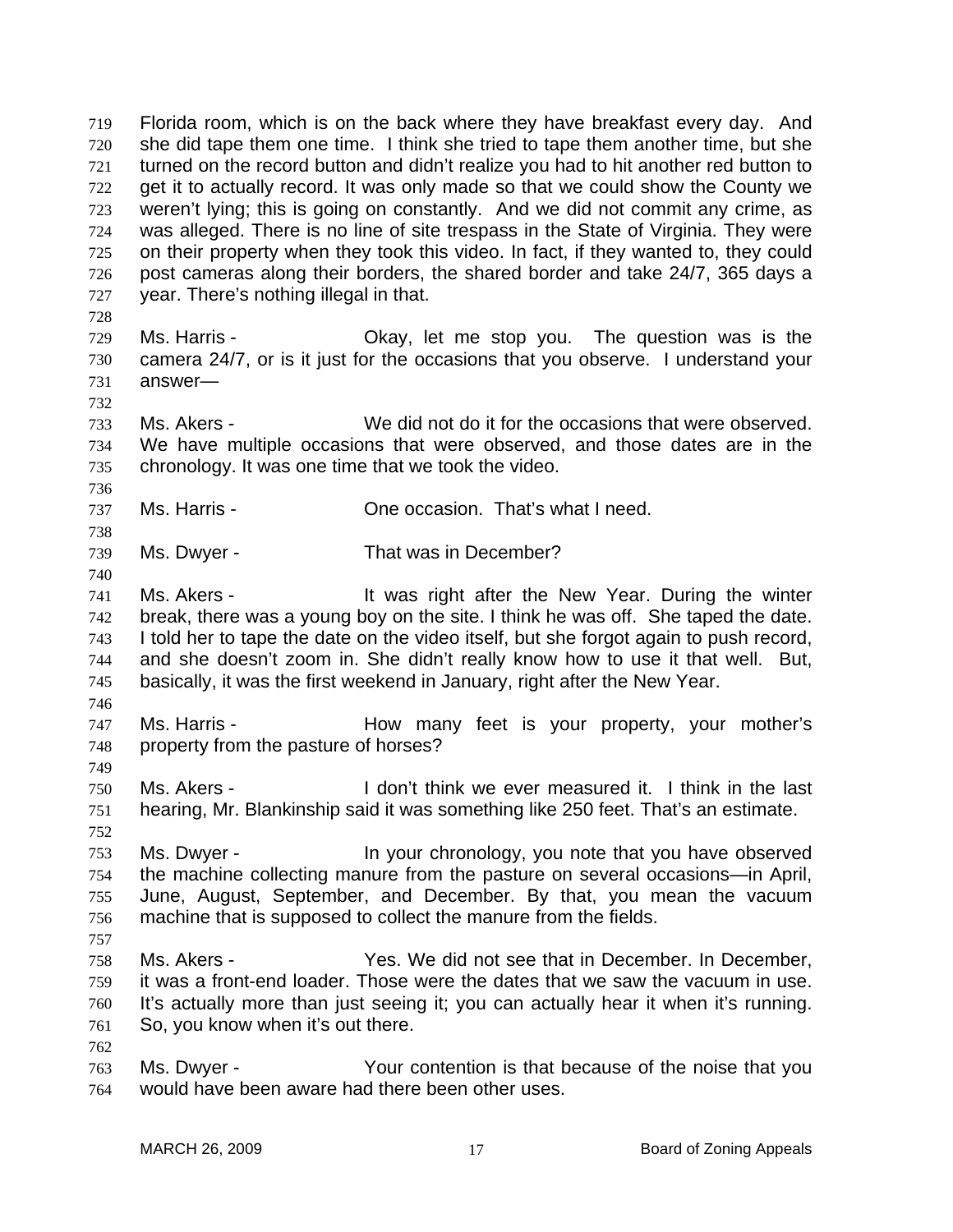Florida room, which is on the back where they have breakfast every day. And she did tape them one time. I think she tried to tape them another time, but she turned on the record button and didn't realize you had to hit another red button to get it to actually record. It was only made so that we could show the County we weren't lying; this is going on constantly. And we did not commit any crime, as was alleged. There is no line of site trespass in the State of Virginia. They were on their property when they took this video. In fact, if they wanted to, they could post cameras along their borders, the shared border and take 24/7, 365 days a year. There's nothing illegal in that.

Ms. Harris - Okay, let me stop you. The question was is the camera 24/7, or is it just for the occasions that you observe. I understand your answer—

Ms. Akers - We did not do it for the occasions that were observed. We have multiple occasions that were observed, and those dates are in the chronology. It was one time that we took the video.

Ms. Harris - One occasion. That's what I need.

Ms. Dwyer - That was in December?

Ms. Akers - It was right after the New Year. During the winter break, there was a young boy on the site. I think he was off. She taped the date. I told her to tape the date on the video itself, but she forgot again to push record, and she doesn't zoom in. She didn't really know how to use it that well. But, basically, it was the first weekend in January, right after the New Year.

Ms. Harris - How many feet is your property, your mother's property from the pasture of horses?

Ms. Akers - I don't think we ever measured it. I think in the last hearing, Mr. Blankinship said it was something like 250 feet. That's an estimate.

Ms. Dwyer - In your chronology, you note that you have observed the machine collecting manure from the pasture on several occasions—in April, June, August, September, and December. By that, you mean the vacuum machine that is supposed to collect the manure from the fields.

Ms. Akers - Yes. We did not see that in December. In December, it was a front-end loader. Those were the dates that we saw the vacuum in use. It's actually more than just seeing it; you can actually hear it when it's running. So, you know when it's out there.

Ms. Dwyer - Your contention is that because of the noise that you would have been aware had there been other uses.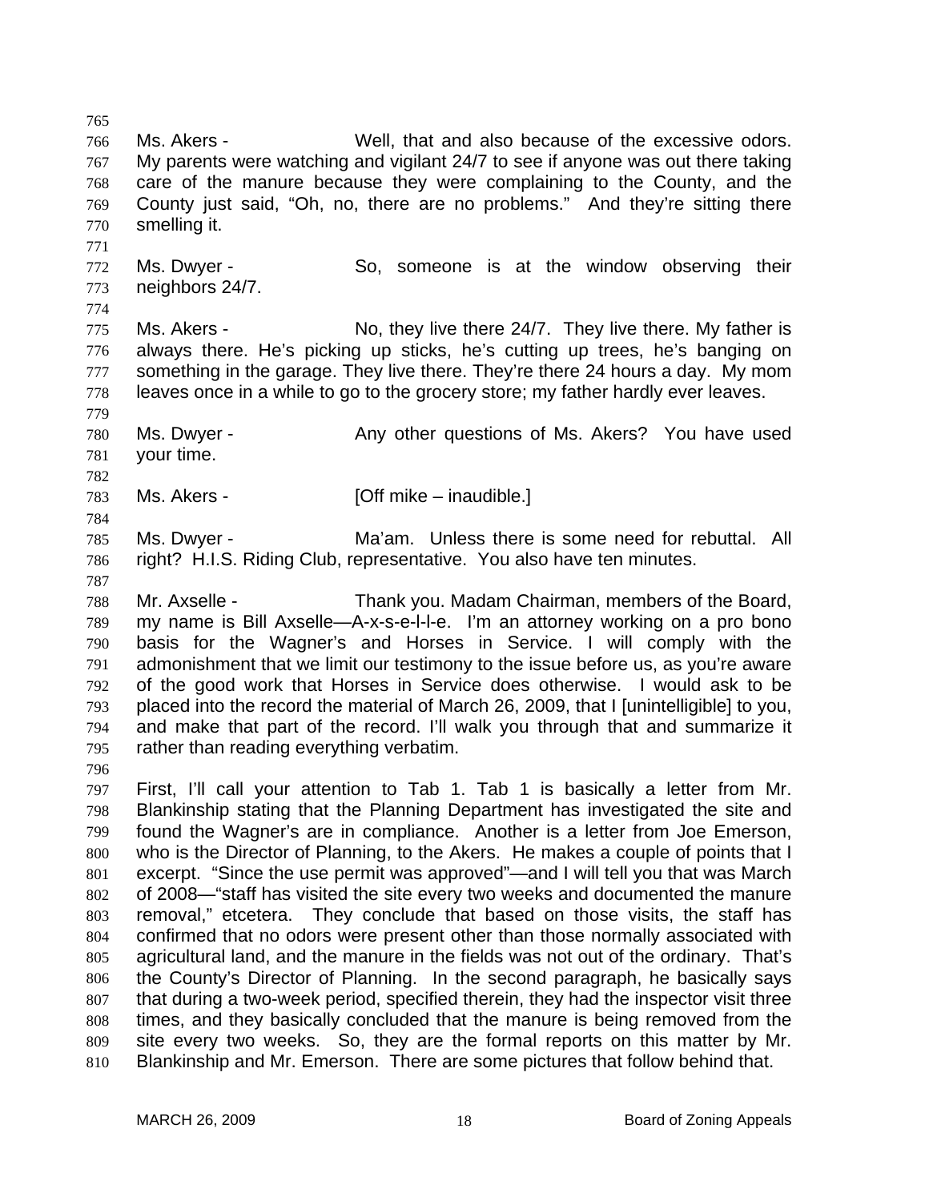Ms. Akers - Well, that and also because of the excessive odors. My parents were watching and vigilant 24/7 to see if anyone was out there taking care of the manure because they were complaining to the County, and the County just said, "Oh, no, there are no problems." And they're sitting there smelling it.

Ms. Dwyer - So, someone is at the window observing their neighbors 24/7.

Ms. Akers - No, they live there 24/7. They live there. My father is always there. He's picking up sticks, he's cutting up trees, he's banging on something in the garage. They live there. They're there 24 hours a day. My mom leaves once in a while to go to the grocery store; my father hardly ever leaves.

Ms. Dwyer - Any other questions of Ms. Akers? You have used your time.

Ms. Akers - [Off mike – inaudible.]

Ms. Dwyer - Ma'am. Unless there is some need for rebuttal. All right? H.I.S. Riding Club, representative. You also have ten minutes.

Mr. Axselle - Thank you. Madam Chairman, members of the Board, my name is Bill Axselle—A-x-s-e-l-l-e. I'm an attorney working on a pro bono basis for the Wagner's and Horses in Service. I will comply with the admonishment that we limit our testimony to the issue before us, as you're aware of the good work that Horses in Service does otherwise. I would ask to be placed into the record the material of March 26, 2009, that I [unintelligible] to you, and make that part of the record. I'll walk you through that and summarize it rather than reading everything verbatim.

First, I'll call your attention to Tab 1. Tab 1 is basically a letter from Mr. Blankinship stating that the Planning Department has investigated the site and found the Wagner's are in compliance. Another is a letter from Joe Emerson, who is the Director of Planning, to the Akers. He makes a couple of points that I excerpt. "Since the use permit was approved"—and I will tell you that was March of 2008—"staff has visited the site every two weeks and documented the manure removal," etcetera. They conclude that based on those visits, the staff has confirmed that no odors were present other than those normally associated with agricultural land, and the manure in the fields was not out of the ordinary. That's the County's Director of Planning. In the second paragraph, he basically says that during a two-week period, specified therein, they had the inspector visit three times, and they basically concluded that the manure is being removed from the site every two weeks. So, they are the formal reports on this matter by Mr. Blankinship and Mr. Emerson. There are some pictures that follow behind that.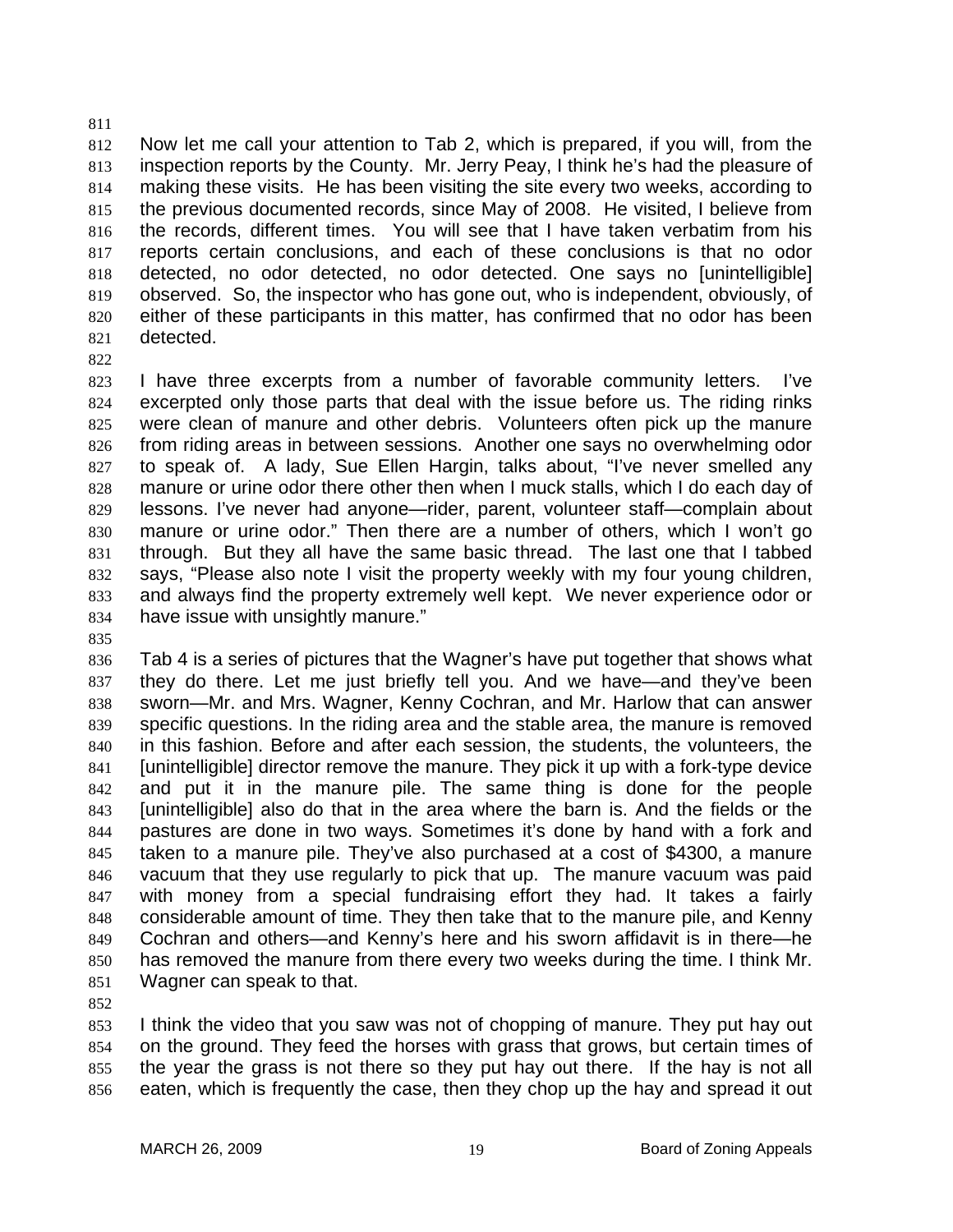Now let me call your attention to Tab 2, which is prepared, if you will, from the inspection reports by the County. Mr. Jerry Peay, I think he's had the pleasure of making these visits. He has been visiting the site every two weeks, according to the previous documented records, since May of 2008. He visited, I believe from the records, different times. You will see that I have taken verbatim from his reports certain conclusions, and each of these conclusions is that no odor detected, no odor detected, no odor detected. One says no [unintelligible] observed. So, the inspector who has gone out, who is independent, obviously, of either of these participants in this matter, has confirmed that no odor has been detected.

I have three excerpts from a number of favorable community letters. I've excerpted only those parts that deal with the issue before us. The riding rinks were clean of manure and other debris. Volunteers often pick up the manure from riding areas in between sessions. Another one says no overwhelming odor to speak of. A lady, Sue Ellen Hargin, talks about, "I've never smelled any manure or urine odor there other then when I muck stalls, which I do each day of lessons. I've never had anyone—rider, parent, volunteer staff—complain about manure or urine odor." Then there are a number of others, which I won't go through. But they all have the same basic thread. The last one that I tabbed says, "Please also note I visit the property weekly with my four young children, and always find the property extremely well kept. We never experience odor or have issue with unsightly manure."

Tab 4 is a series of pictures that the Wagner's have put together that shows what they do there. Let me just briefly tell you. And we have—and they've been sworn—Mr. and Mrs. Wagner, Kenny Cochran, and Mr. Harlow that can answer specific questions. In the riding area and the stable area, the manure is removed in this fashion. Before and after each session, the students, the volunteers, the [unintelligible] director remove the manure. They pick it up with a fork-type device and put it in the manure pile. The same thing is done for the people [unintelligible] also do that in the area where the barn is. And the fields or the pastures are done in two ways. Sometimes it's done by hand with a fork and taken to a manure pile. They've also purchased at a cost of $4300, a manure vacuum that they use regularly to pick that up. The manure vacuum was paid with money from a special fundraising effort they had. It takes a fairly considerable amount of time. They then take that to the manure pile, and Kenny Cochran and others—and Kenny's here and his sworn affidavit is in there—he has removed the manure from there every two weeks during the time. I think Mr. Wagner can speak to that.

I think the video that you saw was not of chopping of manure. They put hay out on the ground. They feed the horses with grass that grows, but certain times of the year the grass is not there so they put hay out there. If the hay is not all eaten, which is frequently the case, then they chop up the hay and spread it out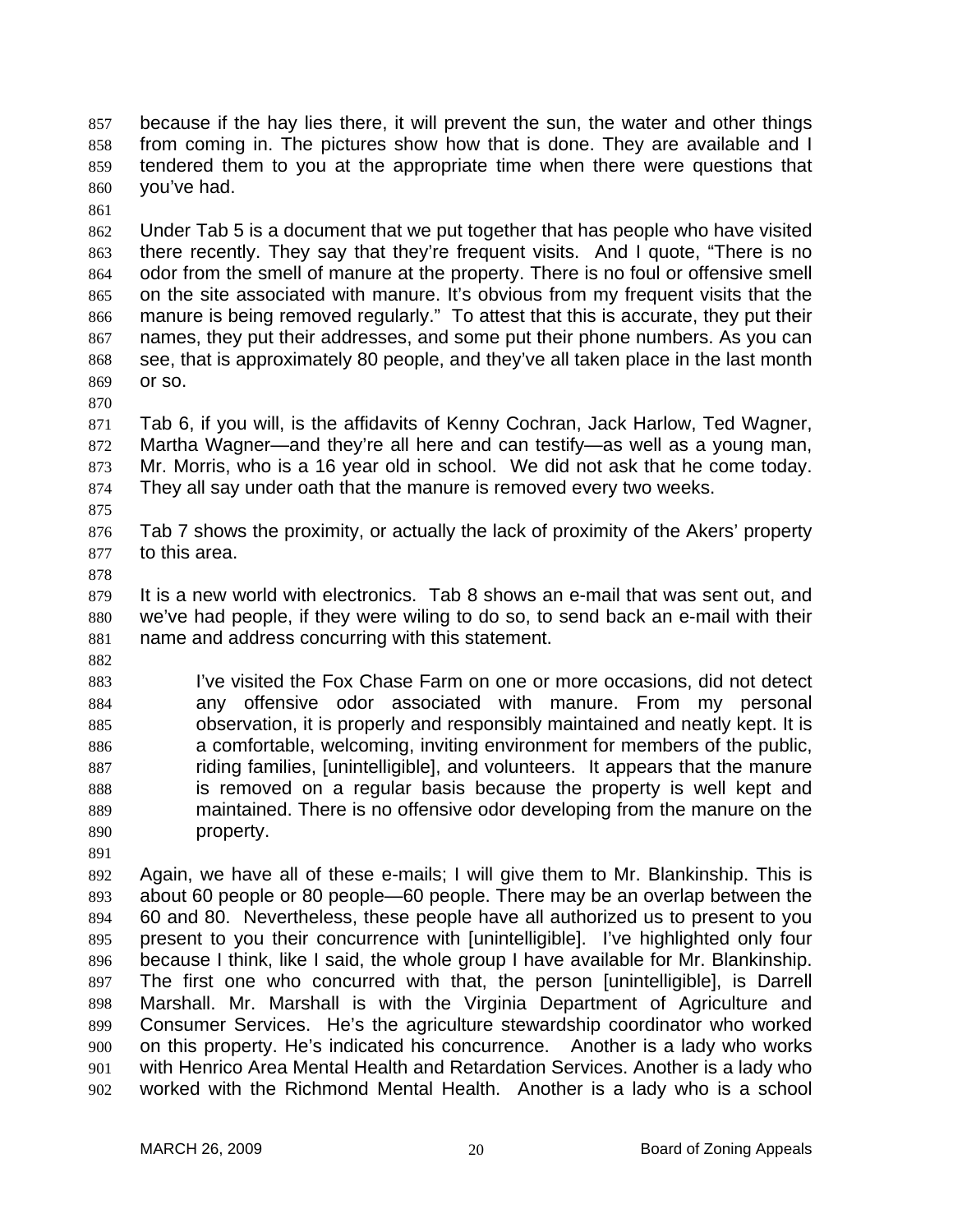because if the hay lies there, it will prevent the sun, the water and other things from coming in. The pictures show how that is done. They are available and I tendered them to you at the appropriate time when there were questions that you've had.

Under Tab 5 is a document that we put together that has people who have visited there recently. They say that they're frequent visits. And I quote, "There is no odor from the smell of manure at the property. There is no foul or offensive smell on the site associated with manure. It's obvious from my frequent visits that the manure is being removed regularly." To attest that this is accurate, they put their names, they put their addresses, and some put their phone numbers. As you can see, that is approximately 80 people, and they've all taken place in the last month or so.

Tab 6, if you will, is the affidavits of Kenny Cochran, Jack Harlow, Ted Wagner, Martha Wagner—and they're all here and can testify—as well as a young man, Mr. Morris, who is a 16 year old in school. We did not ask that he come today. They all say under oath that the manure is removed every two weeks.

Tab 7 shows the proximity, or actually the lack of proximity of the Akers' property to this area.

It is a new world with electronics. Tab 8 shows an e-mail that was sent out, and we've had people, if they were wiling to do so, to send back an e-mail with their name and address concurring with this statement.

> I've visited the Fox Chase Farm on one or more occasions, did not detect any offensive odor associated with manure. From my personal observation, it is properly and responsibly maintained and neatly kept. It is a comfortable, welcoming, inviting environment for members of the public, riding families, [unintelligible], and volunteers. It appears that the manure is removed on a regular basis because the property is well kept and maintained. There is no offensive odor developing from the manure on the property.

Again, we have all of these e-mails; I will give them to Mr. Blankinship. This is about 60 people or 80 people—60 people. There may be an overlap between the 60 and 80. Nevertheless, these people have all authorized us to present to you present to you their concurrence with [unintelligible]. I've highlighted only four because I think, like I said, the whole group I have available for Mr. Blankinship. The first one who concurred with that, the person [unintelligible], is Darrell Marshall. Mr. Marshall is with the Virginia Department of Agriculture and Consumer Services. He's the agriculture stewardship coordinator who worked on this property. He's indicated his concurrence. Another is a lady who works with Henrico Area Mental Health and Retardation Services. Another is a lady who worked with the Richmond Mental Health. Another is a lady who is a school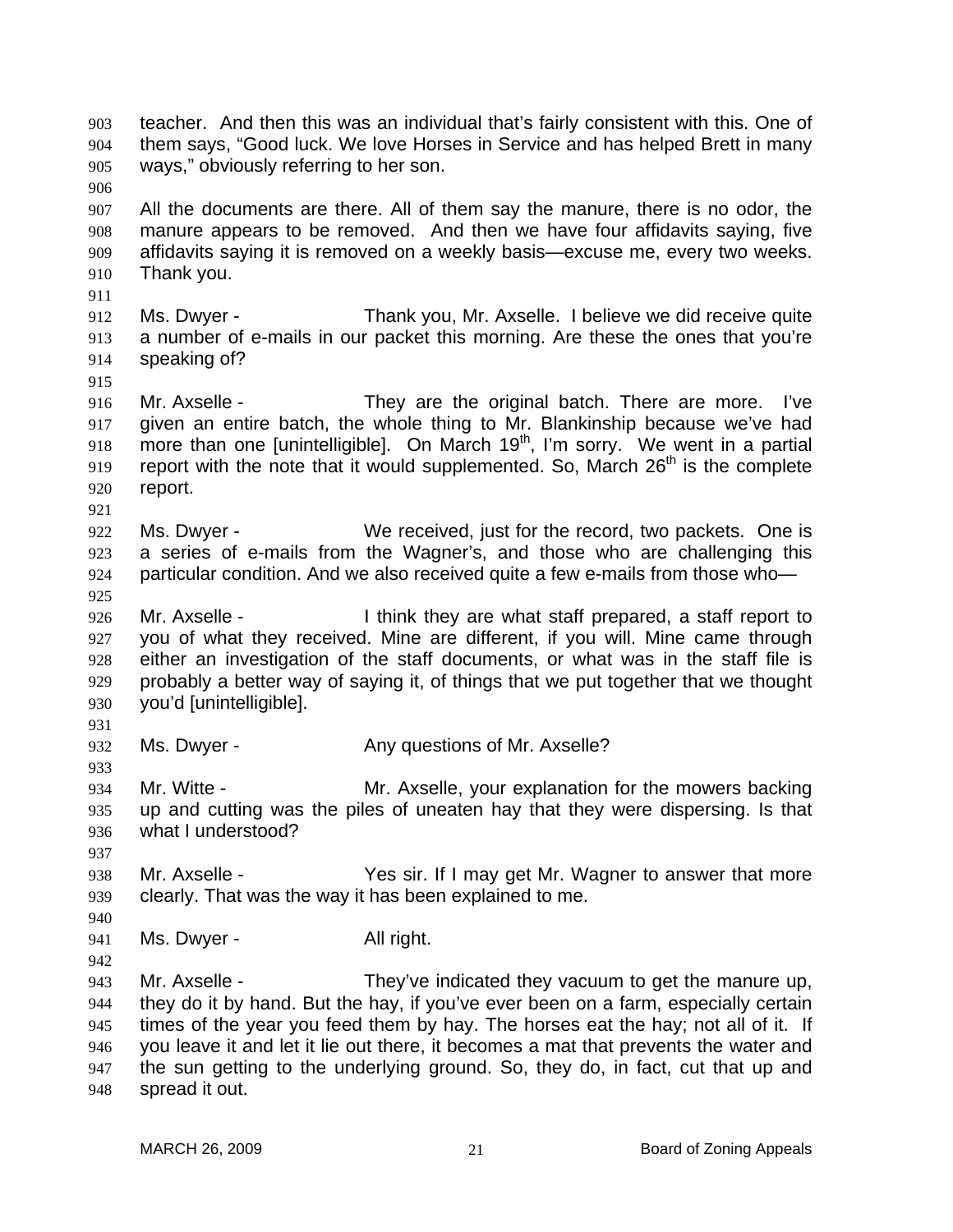teacher. And then this was an individual that's fairly consistent with this. One of them says, "Good luck. We love Horses in Service and has helped Brett in many ways," obviously referring to her son.

All the documents are there. All of them say the manure, there is no odor, the manure appears to be removed. And then we have four affidavits saying, five affidavits saying it is removed on a weekly basis—excuse me, every two weeks. Thank you.

Ms. Dwyer - Thank you, Mr. Axselle. I believe we did receive quite a number of e-mails in our packet this morning. Are these the ones that you're speaking of?

Mr. Axselle - They are the original batch. There are more. I've given an entire batch, the whole thing to Mr. Blankinship because we've had more than one [unintelligible]. On March 19th, I'm sorry. We went in a partial report with the note that it would supplemented. So, March 26th is the complete report.

Ms. Dwyer - We received, just for the record, two packets. One is a series of e-mails from the Wagner's, and those who are challenging this particular condition. And we also received quite a few e-mails from those who—

Mr. Axselle - I think they are what staff prepared, a staff report to you of what they received. Mine are different, if you will. Mine came through either an investigation of the staff documents, or what was in the staff file is probably a better way of saying it, of things that we put together that we thought you'd [unintelligible].

Ms. Dwyer - Any questions of Mr. Axselle?

Mr. Witte - Mr. Axselle, your explanation for the mowers backing up and cutting was the piles of uneaten hay that they were dispersing. Is that what I understood?

Mr. Axselle - Yes sir. If I may get Mr. Wagner to answer that more clearly. That was the way it has been explained to me.

Ms. Dwyer - All right.

Mr. Axselle - They've indicated they vacuum to get the manure up, they do it by hand. But the hay, if you've ever been on a farm, especially certain times of the year you feed them by hay. The horses eat the hay; not all of it. If you leave it and let it lie out there, it becomes a mat that prevents the water and the sun getting to the underlying ground. So, they do, in fact, cut that up and spread it out.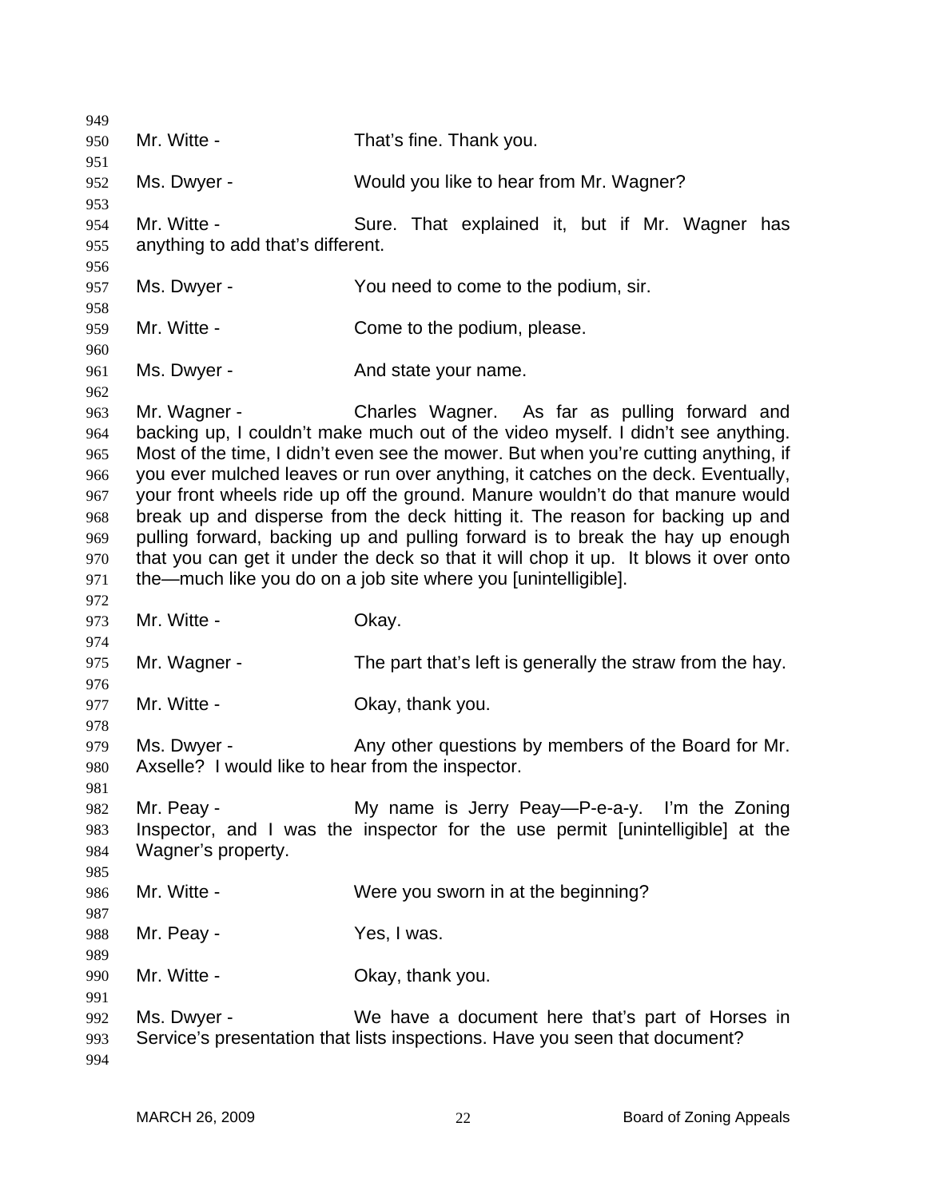Mr. Witte - That's fine. Thank you.

Ms. Dwyer - Would you like to hear from Mr. Wagner?

Mr. Witte - Sure. That explained it, but if Mr. Wagner has anything to add that's different.

Ms. Dwyer - You need to come to the podium, sir.

Mr. Witte - Come to the podium, please.

Ms. Dwyer - And state your name.

Mr. Wagner - Charles Wagner. As far as pulling forward and backing up, I couldn't make much out of the video myself. I didn't see anything. Most of the time, I didn't even see the mower. But when you're cutting anything, if you ever mulched leaves or run over anything, it catches on the deck. Eventually, your front wheels ride up off the ground. Manure wouldn't do that manure would break up and disperse from the deck hitting it. The reason for backing up and pulling forward, backing up and pulling forward is to break the hay up enough that you can get it under the deck so that it will chop it up. It blows it over onto the—much like you do on a job site where you [unintelligible].

Mr. Witte - Okay.

Mr. Wagner - The part that's left is generally the straw from the hay.

Mr. Witte - Okay, thank you.

Ms. Dwyer - Any other questions by members of the Board for Mr. Axselle? I would like to hear from the inspector.

Mr. Peay - My name is Jerry Peay—P-e-a-y. I'm the Zoning Inspector, and I was the inspector for the use permit [unintelligible] at the Wagner's property.

Mr. Witte - Were you sworn in at the beginning?

Mr. Peay - Yes, I was.

Mr. Witte - Okay, thank you.

Ms. Dwyer - We have a document here that's part of Horses in Service's presentation that lists inspections. Have you seen that document?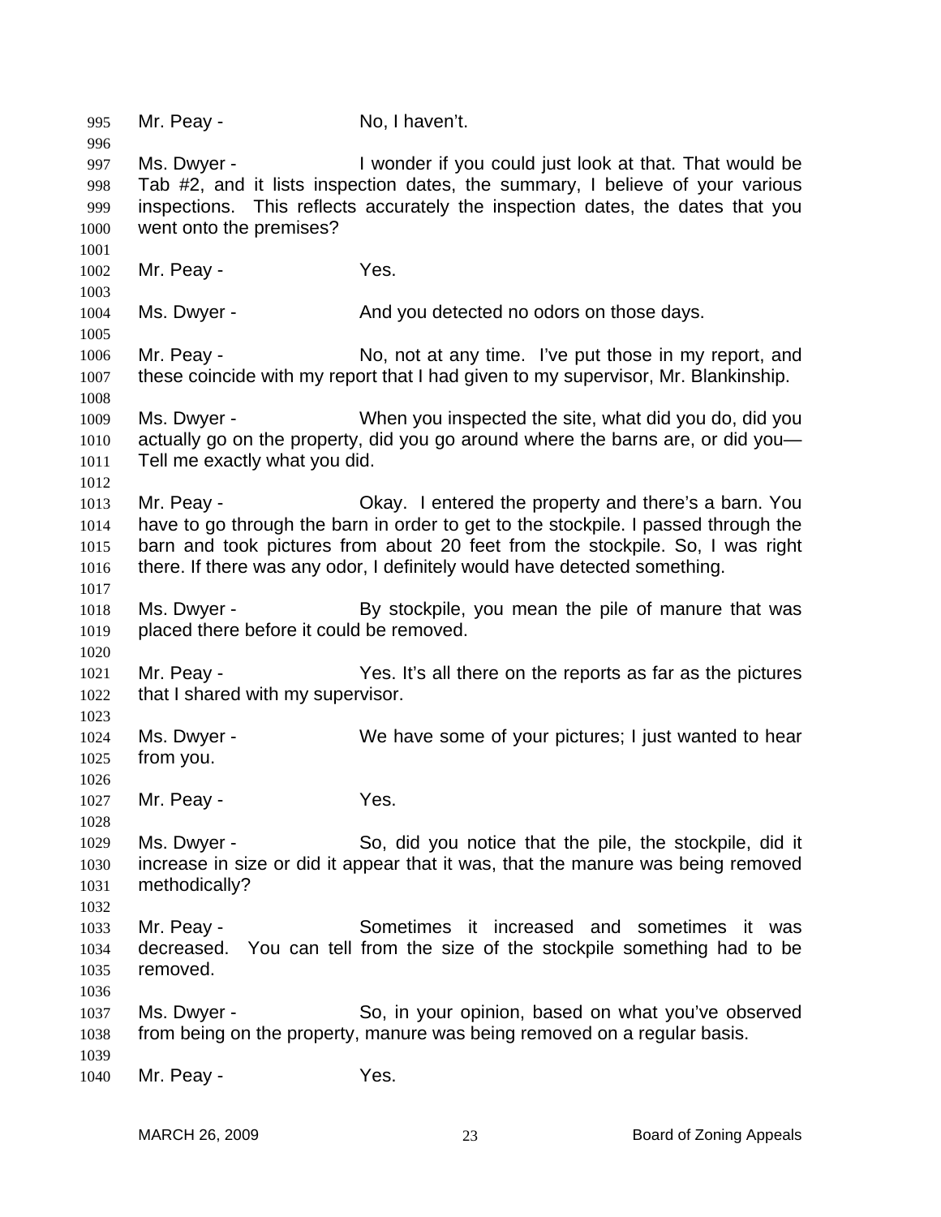Mr. Peay - No, I haven't.

Ms. Dwyer - I wonder if you could just look at that. That would be Tab #2, and it lists inspection dates, the summary, I believe of your various inspections. This reflects accurately the inspection dates, the dates that you went onto the premises?

Mr. Peay - Yes.

Ms. Dwyer - And you detected no odors on those days.

Mr. Peay - No, not at any time. I've put those in my report, and these coincide with my report that I had given to my supervisor, Mr. Blankinship.

Ms. Dwyer - When you inspected the site, what did you do, did you actually go on the property, did you go around where the barns are, or did you— Tell me exactly what you did.

Mr. Peay - Okay. I entered the property and there's a barn. You have to go through the barn in order to get to the stockpile. I passed through the barn and took pictures from about 20 feet from the stockpile. So, I was right there. If there was any odor, I definitely would have detected something.

Ms. Dwyer - By stockpile, you mean the pile of manure that was placed there before it could be removed.

Mr. Peay - Yes. It's all there on the reports as far as the pictures that I shared with my supervisor.

Ms. Dwyer - We have some of your pictures; I just wanted to hear from you.

Mr. Peay - Yes.

Ms. Dwyer - So, did you notice that the pile, the stockpile, did it increase in size or did it appear that it was, that the manure was being removed methodically?

Mr. Peay - Sometimes it increased and sometimes it was decreased. You can tell from the size of the stockpile something had to be removed.

Ms. Dwyer - So, in your opinion, based on what you've observed from being on the property, manure was being removed on a regular basis.

Mr. Peay - Yes.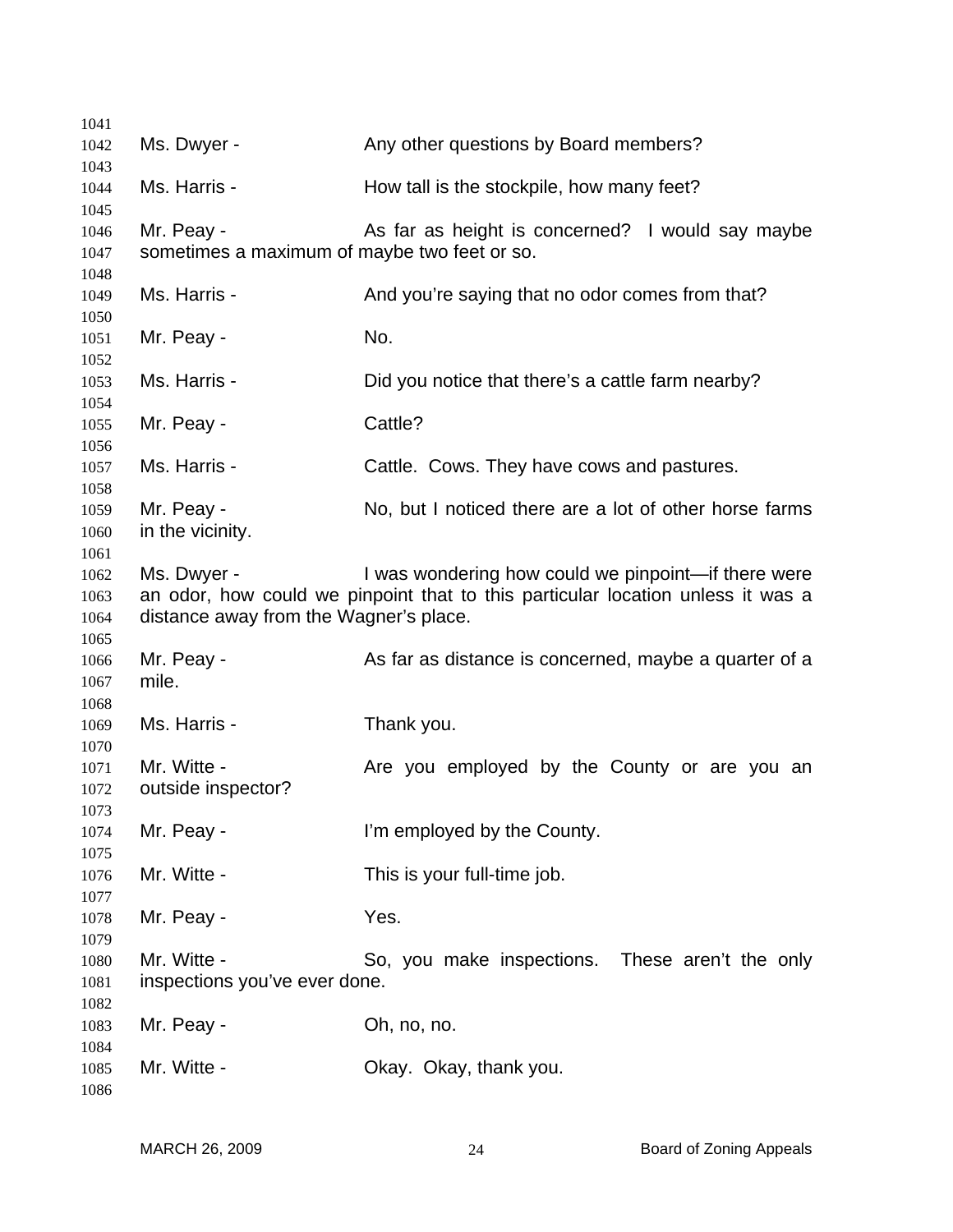Ms. Dwyer - Any other questions by Board members?

Ms. Harris - How tall is the stockpile, how many feet?

Mr. Peay - As far as height is concerned? I would say maybe sometimes a maximum of maybe two feet or so.

Ms. Harris - And you're saying that no odor comes from that?

Mr. Peay - No.

Ms. Harris - Did you notice that there's a cattle farm nearby?

Mr. Peay - Cattle?

Ms. Harris - Cattle. Cows. They have cows and pastures.

Mr. Peay - No, but I noticed there are a lot of other horse farms in the vicinity.

Ms. Dwyer - I was wondering how could we pinpoint—if there were an odor, how could we pinpoint that to this particular location unless it was a distance away from the Wagner's place.

Mr. Peay - As far as distance is concerned, maybe a quarter of a mile.

Ms. Harris - Thank you.

Mr. Witte - Are you employed by the County or are you an outside inspector?

Mr. Peay - I'm employed by the County.

Mr. Witte - This is your full-time job.

Mr. Peay - Yes.

Mr. Witte - So, you make inspections. These aren't the only inspections you've ever done.

Mr. Peay - Oh, no, no.

Mr. Witte - Okay. Okay, thank you.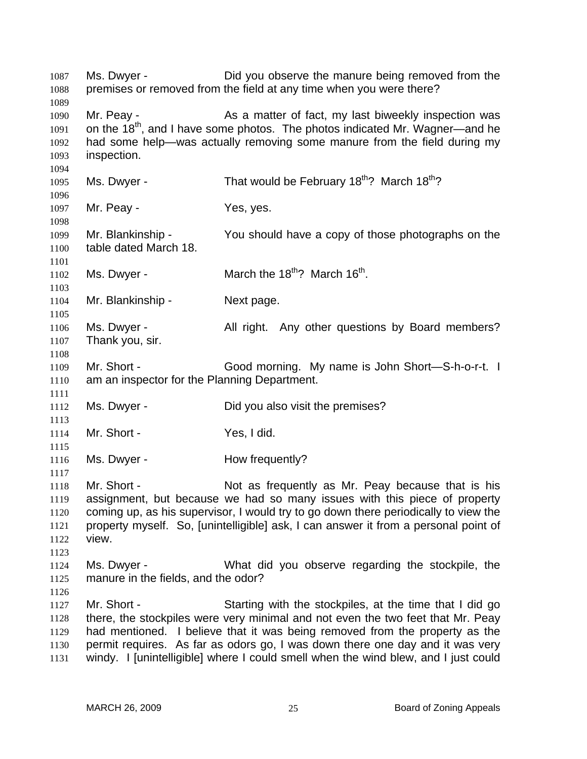Ms. Dwyer - Did you observe the manure being removed from the premises or removed from the field at any time when you were there?

Mr. Peay - As a matter of fact, my last biweekly inspection was on the 18th, and I have some photos. The photos indicated Mr. Wagner—and he had some help—was actually removing some manure from the field during my inspection.

Ms. Dwyer - That would be February 18th? March 18th?

Mr. Peay - Yes, yes.

Mr. Blankinship - You should have a copy of those photographs on the table dated March 18.

Ms. Dwyer - March the 18th? March 16th.

Mr. Blankinship - Next page.

Ms. Dwyer - All right. Any other questions by Board members? Thank you, sir.

Mr. Short - Good morning. My name is John Short—S-h-o-r-t. I am an inspector for the Planning Department.

Ms. Dwyer - Did you also visit the premises?

Mr. Short - Yes, I did.

Ms. Dwyer - How frequently?

Mr. Short - Not as frequently as Mr. Peay because that is his assignment, but because we had so many issues with this piece of property coming up, as his supervisor, I would try to go down there periodically to view the property myself. So, [unintelligible] ask, I can answer it from a personal point of view.

Ms. Dwyer - What did you observe regarding the stockpile, the manure in the fields, and the odor?

Mr. Short - Starting with the stockpiles, at the time that I did go there, the stockpiles were very minimal and not even the two feet that Mr. Peay had mentioned. I believe that it was being removed from the property as the permit requires. As far as odors go, I was down there one day and it was very windy. I [unintelligible] where I could smell when the wind blew, and I just could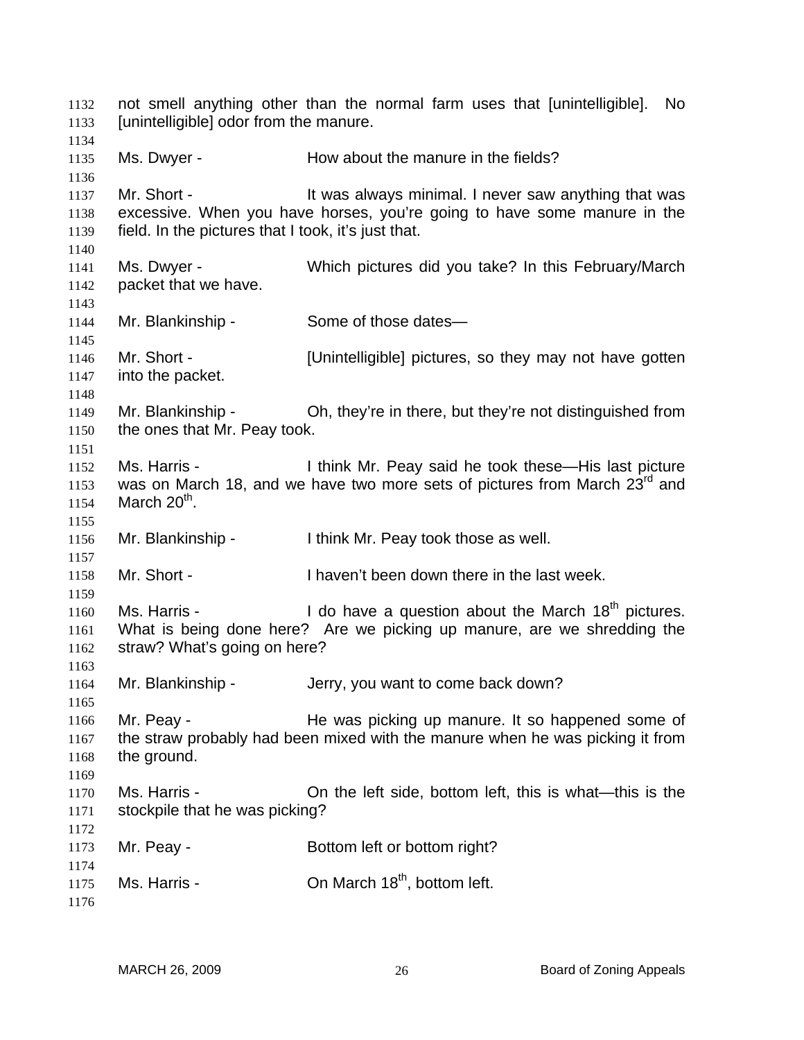not smell anything other than the normal farm uses that [unintelligible]. No [unintelligible] odor from the manure.

Ms. Dwyer - How about the manure in the fields?

Mr. Short - It was always minimal. I never saw anything that was excessive. When you have horses, you're going to have some manure in the field. In the pictures that I took, it's just that.

Ms. Dwyer - Which pictures did you take? In this February/March packet that we have.

Mr. Blankinship - Some of those dates—

Mr. Short - [Unintelligible] pictures, so they may not have gotten into the packet.

Mr. Blankinship - Oh, they're in there, but they're not distinguished from the ones that Mr. Peay took.

Ms. Harris - I think Mr. Peay said he took these—His last picture was on March 18, and we have two more sets of pictures from March 23rd and March 20th.

Mr. Blankinship - I think Mr. Peay took those as well.

Mr. Short - I haven't been down there in the last week.

Ms. Harris - I do have a question about the March 18th pictures. What is being done here? Are we picking up manure, are we shredding the straw? What's going on here?

Mr. Blankinship - Jerry, you want to come back down?

Mr. Peay - He was picking up manure. It so happened some of the straw probably had been mixed with the manure when he was picking it from the ground.

Ms. Harris - On the left side, bottom left, this is what—this is the stockpile that he was picking?

Mr. Peay - Bottom left or bottom right?

Ms. Harris - On March 18th, bottom left.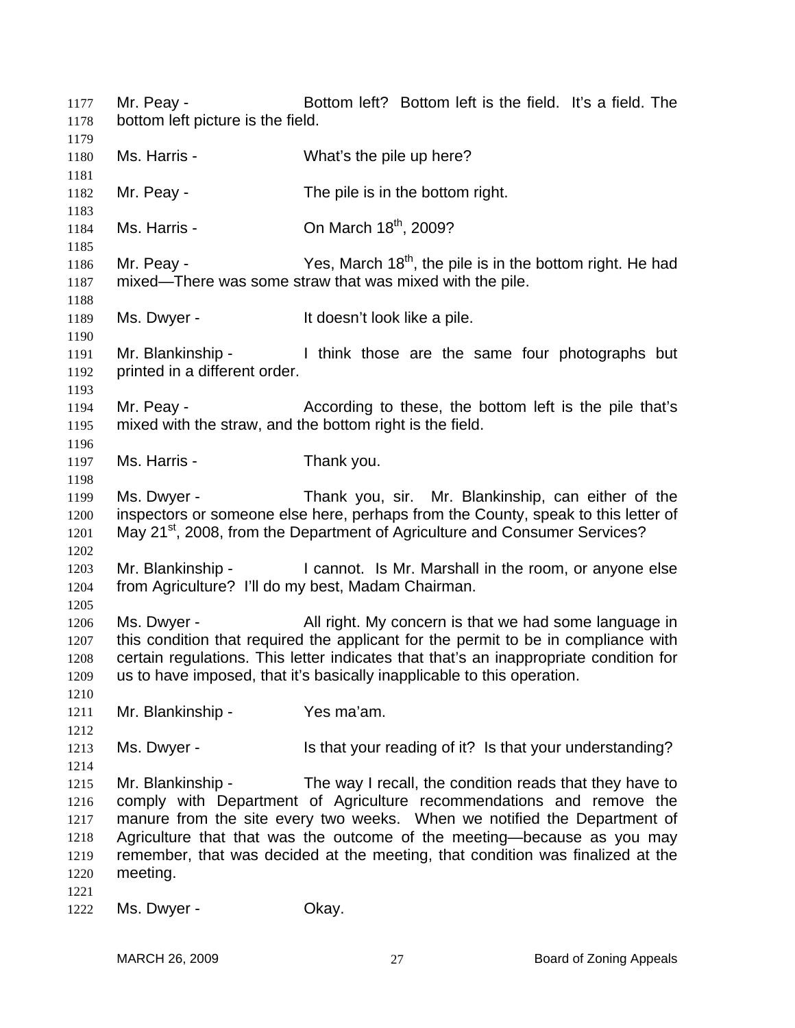1177 Mr. Peay - Bottom left? Bottom left is the field. It's a field. The
1178 bottom left picture is the field.
1179
1180 Ms. Harris - What's the pile up here?
1181
1182 Mr. Peay - The pile is in the bottom right.
1183
1184 Ms. Harris - On March 18th, 2009?
1185
1186 Mr. Peay - Yes, March 18th, the pile is in the bottom right. He had
1187 mixed—There was some straw that was mixed with the pile.
1188
1189 Ms. Dwyer - It doesn't look like a pile.
1190
1191 Mr. Blankinship - I think those are the same four photographs but
1192 printed in a different order.
1193
1194 Mr. Peay - According to these, the bottom left is the pile that's
1195 mixed with the straw, and the bottom right is the field.
1196
1197 Ms. Harris - Thank you.
1198
1199 Ms. Dwyer - Thank you, sir. Mr. Blankinship, can either of the
1200 inspectors or someone else here, perhaps from the County, speak to this letter of
1201 May 21st, 2008, from the Department of Agriculture and Consumer Services?
1202
1203 Mr. Blankinship - I cannot. Is Mr. Marshall in the room, or anyone else
1204 from Agriculture? I'll do my best, Madam Chairman.
1205
1206 Ms. Dwyer - All right. My concern is that we had some language in
1207 this condition that required the applicant for the permit to be in compliance with
1208 certain regulations. This letter indicates that that's an inappropriate condition for
1209 us to have imposed, that it's basically inapplicable to this operation.
1210
1211 Mr. Blankinship - Yes ma'am.
1212
1213 Ms. Dwyer - Is that your reading of it? Is that your understanding?
1214
1215 Mr. Blankinship - The way I recall, the condition reads that they have to
1216 comply with Department of Agriculture recommendations and remove the
1217 manure from the site every two weeks. When we notified the Department of
1218 Agriculture that that was the outcome of the meeting—because as you may
1219 remember, that was decided at the meeting, that condition was finalized at the
1220 meeting.
1221
1222 Ms. Dwyer - Okay.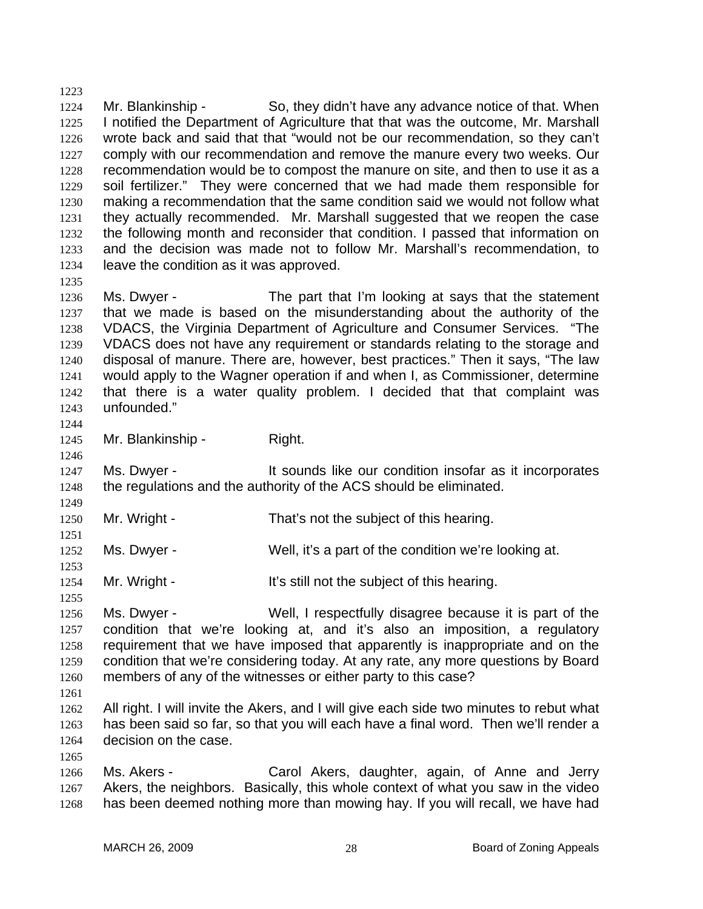Mr. Blankinship - So, they didn't have any advance notice of that. When I notified the Department of Agriculture that that was the outcome, Mr. Marshall wrote back and said that that "would not be our recommendation, so they can't comply with our recommendation and remove the manure every two weeks. Our recommendation would be to compost the manure on site, and then to use it as a soil fertilizer." They were concerned that we had made them responsible for making a recommendation that the same condition said we would not follow what they actually recommended. Mr. Marshall suggested that we reopen the case the following month and reconsider that condition. I passed that information on and the decision was made not to follow Mr. Marshall's recommendation, to leave the condition as it was approved.

Ms. Dwyer - The part that I'm looking at says that the statement that we made is based on the misunderstanding about the authority of the VDACS, the Virginia Department of Agriculture and Consumer Services. "The VDACS does not have any requirement or standards relating to the storage and disposal of manure. There are, however, best practices." Then it says, "The law would apply to the Wagner operation if and when I, as Commissioner, determine that there is a water quality problem. I decided that that complaint was unfounded."

Mr. Blankinship - Right.

Ms. Dwyer - It sounds like our condition insofar as it incorporates the regulations and the authority of the ACS should be eliminated.

Mr. Wright - That's not the subject of this hearing.

Ms. Dwyer - Well, it's a part of the condition we're looking at.

Mr. Wright - It's still not the subject of this hearing.

Ms. Dwyer - Well, I respectfully disagree because it is part of the condition that we're looking at, and it's also an imposition, a regulatory requirement that we have imposed that apparently is inappropriate and on the condition that we're considering today. At any rate, any more questions by Board members of any of the witnesses or either party to this case?

All right. I will invite the Akers, and I will give each side two minutes to rebut what has been said so far, so that you will each have a final word. Then we'll render a decision on the case.

Ms. Akers - Carol Akers, daughter, again, of Anne and Jerry Akers, the neighbors. Basically, this whole context of what you saw in the video has been deemed nothing more than mowing hay. If you will recall, we have had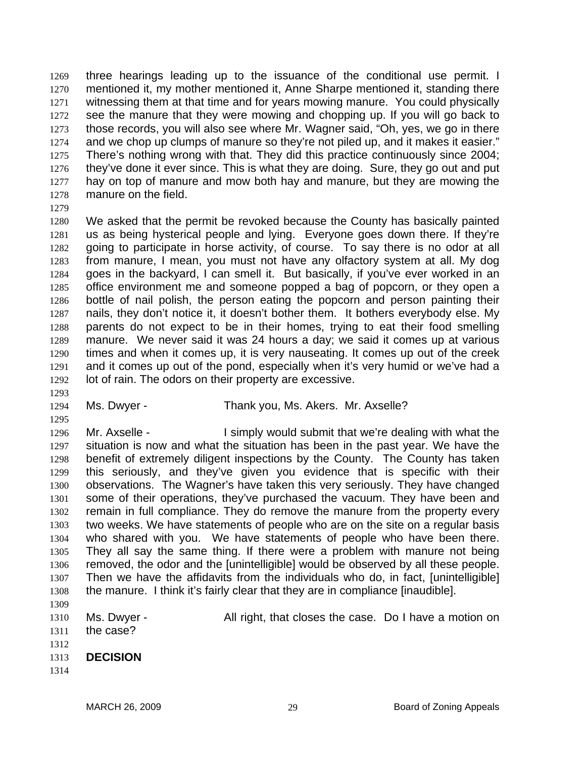three hearings leading up to the issuance of the conditional use permit. I mentioned it, my mother mentioned it, Anne Sharpe mentioned it, standing there witnessing them at that time and for years mowing manure. You could physically see the manure that they were mowing and chopping up. If you will go back to those records, you will also see where Mr. Wagner said, "Oh, yes, we go in there and we chop up clumps of manure so they're not piled up, and it makes it easier." There's nothing wrong with that. They did this practice continuously since 2004; they've done it ever since. This is what they are doing. Sure, they go out and put hay on top of manure and mow both hay and manure, but they are mowing the manure on the field.

We asked that the permit be revoked because the County has basically painted us as being hysterical people and lying. Everyone goes down there. If they're going to participate in horse activity, of course. To say there is no odor at all from manure, I mean, you must not have any olfactory system at all. My dog goes in the backyard, I can smell it. But basically, if you've ever worked in an office environment me and someone popped a bag of popcorn, or they open a bottle of nail polish, the person eating the popcorn and person painting their nails, they don't notice it, it doesn't bother them. It bothers everybody else. My parents do not expect to be in their homes, trying to eat their food smelling manure. We never said it was 24 hours a day; we said it comes up at various times and when it comes up, it is very nauseating. It comes up out of the creek and it comes up out of the pond, especially when it's very humid or we've had a lot of rain. The odors on their property are excessive.

Ms. Dwyer - Thank you, Ms. Akers. Mr. Axselle?

Mr. Axselle - I simply would submit that we're dealing with what the situation is now and what the situation has been in the past year. We have the benefit of extremely diligent inspections by the County. The County has taken this seriously, and they've given you evidence that is specific with their observations. The Wagner's have taken this very seriously. They have changed some of their operations, they've purchased the vacuum. They have been and remain in full compliance. They do remove the manure from the property every two weeks. We have statements of people who are on the site on a regular basis who shared with you. We have statements of people who have been there. They all say the same thing. If there were a problem with manure not being removed, the odor and the [unintelligible] would be observed by all these people. Then we have the affidavits from the individuals who do, in fact, [unintelligible] the manure. I think it's fairly clear that they are in compliance [inaudible].

Ms. Dwyer - All right, that closes the case. Do I have a motion on the case?

**DECISION**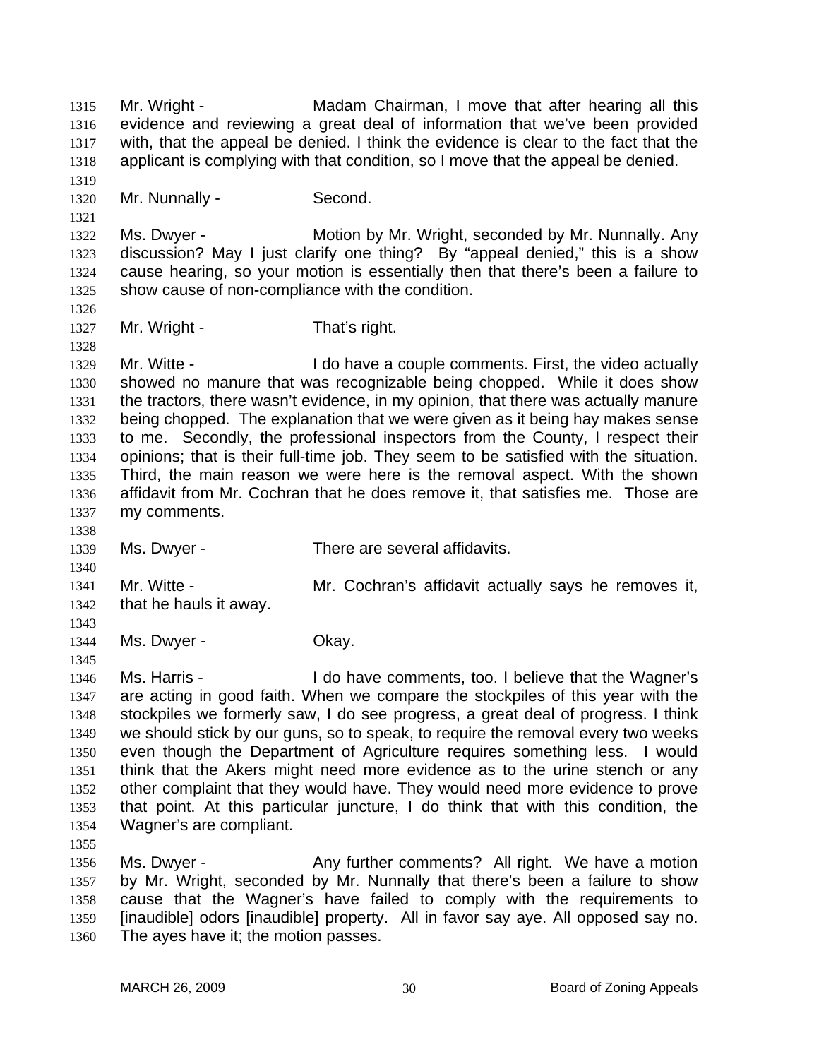1315 Mr. Wright - Madam Chairman, I move that after hearing all this
1316 evidence and reviewing a great deal of information that we've been provided
1317 with, that the appeal be denied. I think the evidence is clear to the fact that the
1318 applicant is complying with that condition, so I move that the appeal be denied.
1319
1320 Mr. Nunnally - Second.
1321
1322 Ms. Dwyer - Motion by Mr. Wright, seconded by Mr. Nunnally. Any
1323 discussion? May I just clarify one thing? By "appeal denied," this is a show
1324 cause hearing, so your motion is essentially then that there's been a failure to
1325 show cause of non-compliance with the condition.
1326
1327 Mr. Wright - That's right.
1328
1329 Mr. Witte - I do have a couple comments. First, the video actually
1330 showed no manure that was recognizable being chopped. While it does show
1331 the tractors, there wasn't evidence, in my opinion, that there was actually manure
1332 being chopped. The explanation that we were given as it being hay makes sense
1333 to me. Secondly, the professional inspectors from the County, I respect their
1334 opinions; that is their full-time job. They seem to be satisfied with the situation.
1335 Third, the main reason we were here is the removal aspect. With the shown
1336 affidavit from Mr. Cochran that he does remove it, that satisfies me. Those are
1337 my comments.
1338
1339 Ms. Dwyer - There are several affidavits.
1340
1341 Mr. Witte - Mr. Cochran's affidavit actually says he removes it,
1342 that he hauls it away.
1343
1344 Ms. Dwyer - Okay.
1345
1346 Ms. Harris - I do have comments, too. I believe that the Wagner's
1347 are acting in good faith. When we compare the stockpiles of this year with the
1348 stockpiles we formerly saw, I do see progress, a great deal of progress. I think
1349 we should stick by our guns, so to speak, to require the removal every two weeks
1350 even though the Department of Agriculture requires something less. I would
1351 think that the Akers might need more evidence as to the urine stench or any
1352 other complaint that they would have. They would need more evidence to prove
1353 that point. At this particular juncture, I do think that with this condition, the
1354 Wagner's are compliant.
1355
1356 Ms. Dwyer - Any further comments? All right. We have a motion
1357 by Mr. Wright, seconded by Mr. Nunnally that there's been a failure to show
1358 cause that the Wagner's have failed to comply with the requirements to
1359 [inaudible] odors [inaudible] property. All in favor say aye. All opposed say no.
1360 The ayes have it; the motion passes.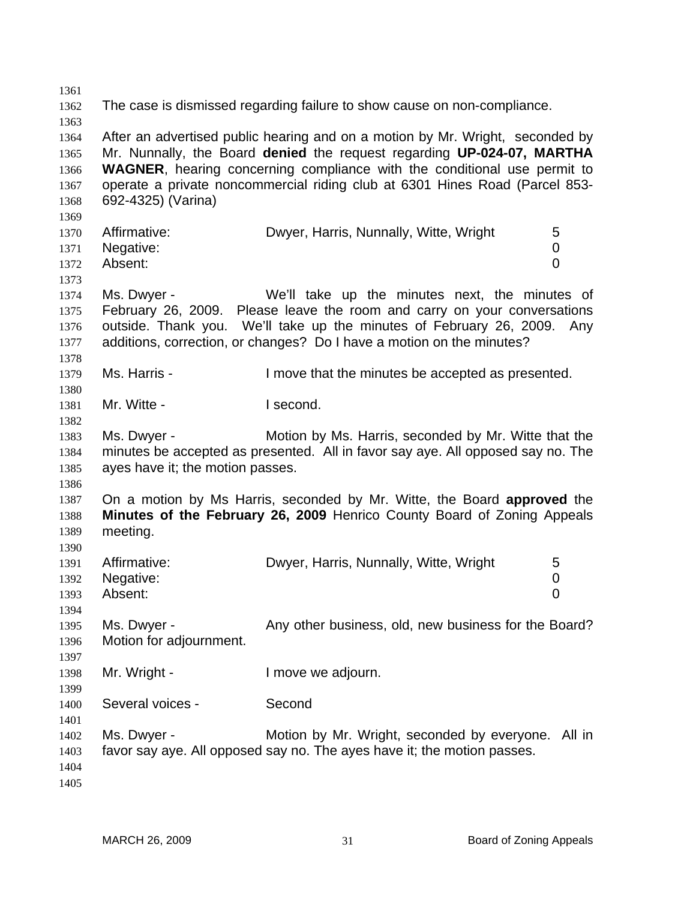The case is dismissed regarding failure to show cause on non-compliance.

After an advertised public hearing and on a motion by Mr. Wright, seconded by Mr. Nunnally, the Board **denied** the request regarding **UP-024-07, MARTHA WAGNER**, hearing concerning compliance with the conditional use permit to operate a private noncommercial riding club at 6301 Hines Road (Parcel 853-692-4325) (Varina)

| | | |
|---|---|---|
| Affirmative: | Dwyer, Harris, Nunnally, Witte, Wright | 5 |
| Negative: | | 0 |
| Absent: | | 0 |

Ms. Dwyer - We'll take up the minutes next, the minutes of February 26, 2009. Please leave the room and carry on your conversations outside. Thank you. We'll take up the minutes of February 26, 2009. Any additions, correction, or changes? Do I have a motion on the minutes?

Ms. Harris - I move that the minutes be accepted as presented.

Mr. Witte - I second.

Ms. Dwyer - Motion by Ms. Harris, seconded by Mr. Witte that the minutes be accepted as presented. All in favor say aye. All opposed say no. The ayes have it; the motion passes.

On a motion by Ms Harris, seconded by Mr. Witte, the Board **approved** the **Minutes of the February 26, 2009** Henrico County Board of Zoning Appeals meeting.

| | | |
|---|---|---|
| Affirmative: | Dwyer, Harris, Nunnally, Witte, Wright | 5 |
| Negative: | | 0 |
| Absent: | | 0 |

Ms. Dwyer - Any other business, old, new business for the Board? Motion for adjournment.

Mr. Wright - I move we adjourn.

Several voices - Second

Ms. Dwyer - Motion by Mr. Wright, seconded by everyone. All in favor say aye. All opposed say no. The ayes have it; the motion passes.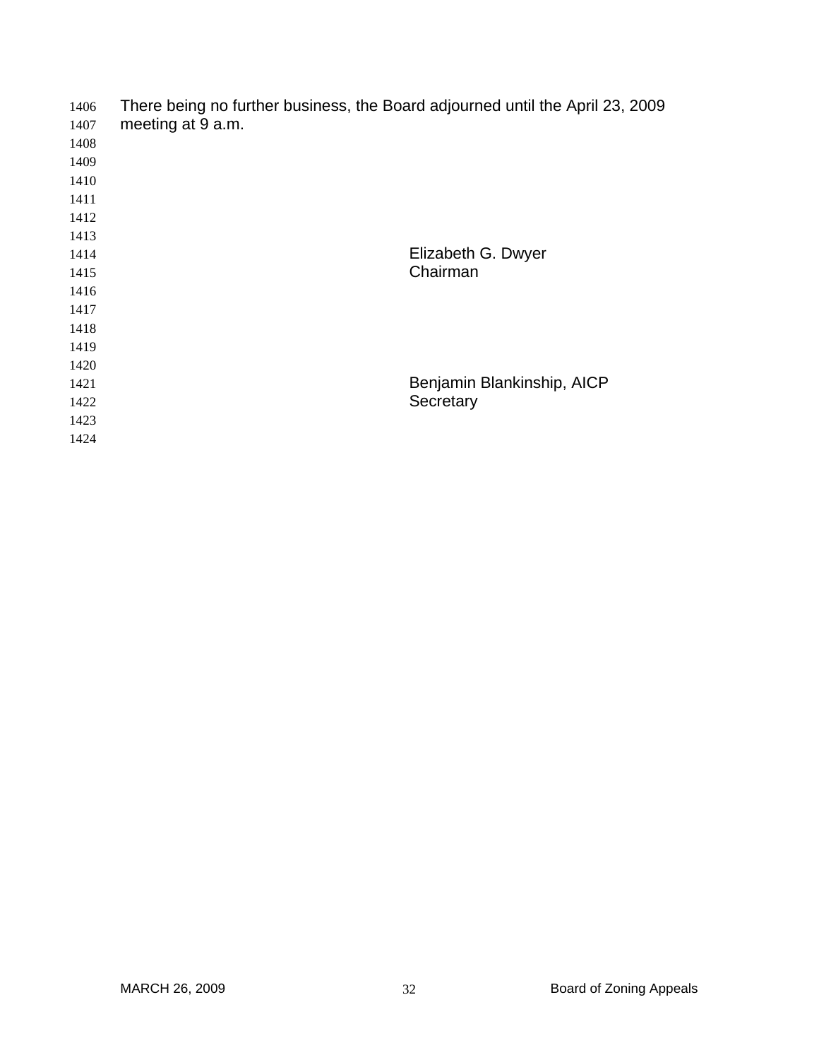There being no further business, the Board adjourned until the April 23, 2009 meeting at 9 a.m.

Elizabeth G. Dwyer
Chairman

Benjamin Blankinship, AICP
Secretary